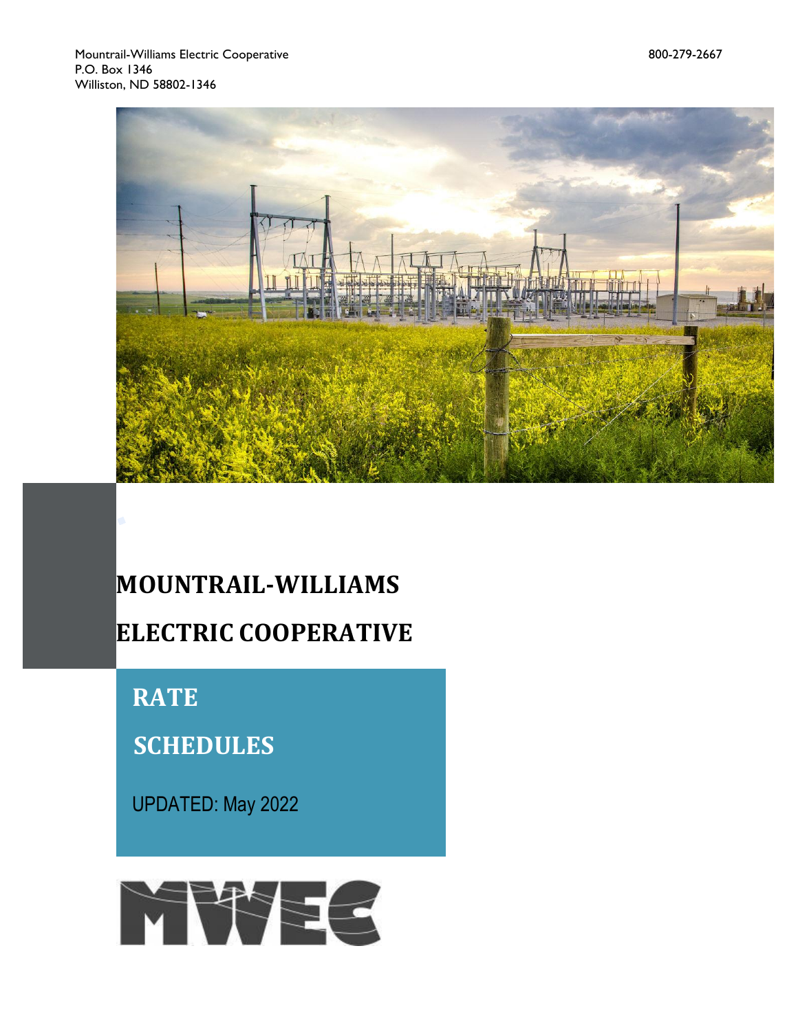Mountrail-Williams Electric Cooperative
P.O. Box 1346
Williston, ND 58802-1346

800-279-2667

# MOUNTRAIL-WILLIAMS ELECTRIC COOPERATIVE

## RATE SCHEDULES

UPDATED: May 2022

MWEC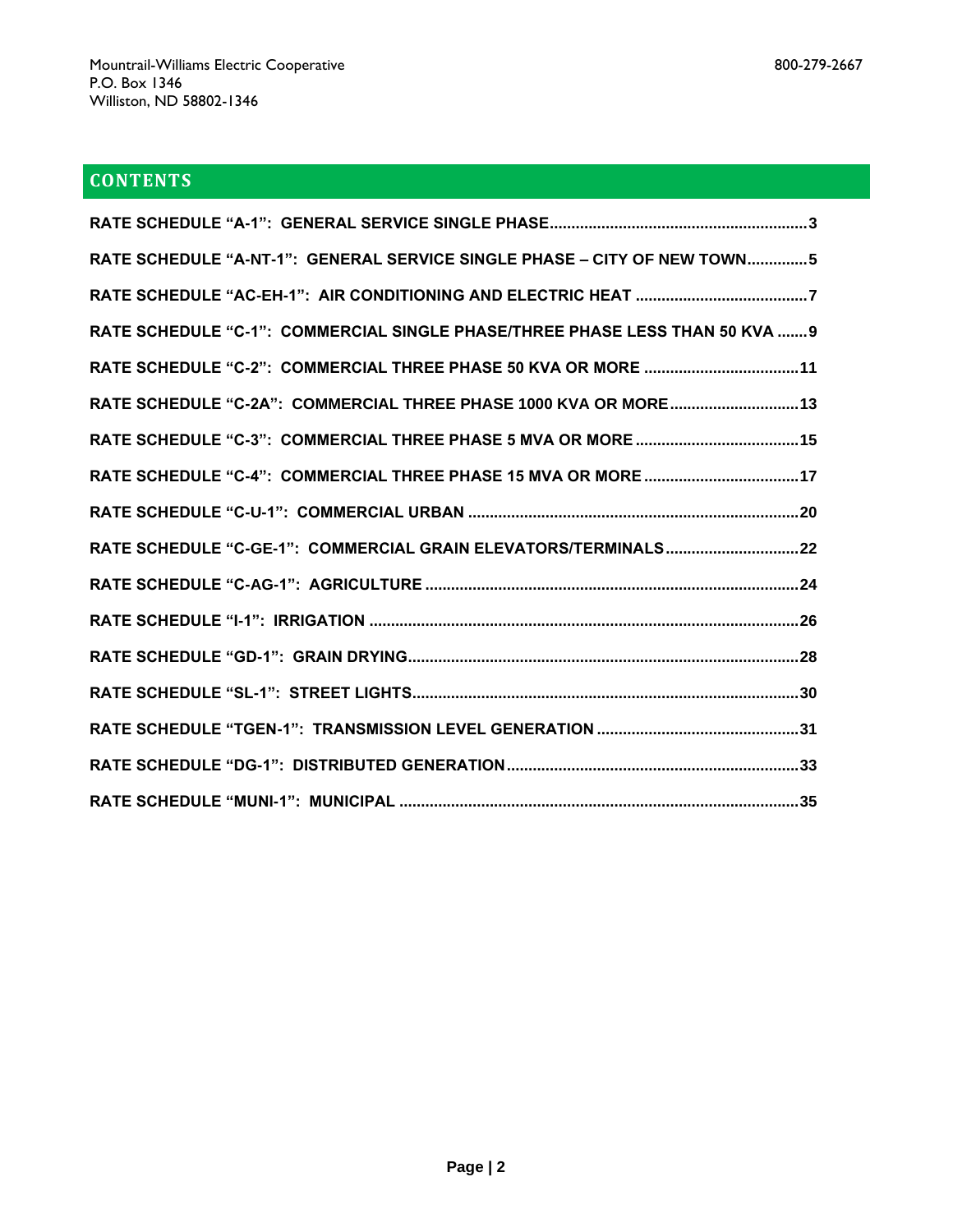Mountrail-Williams Electric Cooperative
P.O. Box 1346
Williston, ND 58802-1346

800-279-2667

## CONTENTS

RATE SCHEDULE "A-1": GENERAL SERVICE SINGLE PHASE ........ 3

RATE SCHEDULE "A-NT-1": GENERAL SERVICE SINGLE PHASE – CITY OF NEW TOWN ........ 5

RATE SCHEDULE "AC-EH-1": AIR CONDITIONING AND ELECTRIC HEAT ........ 7

RATE SCHEDULE "C-1": COMMERCIAL SINGLE PHASE/THREE PHASE LESS THAN 50 KVA ........ 9

RATE SCHEDULE "C-2": COMMERCIAL THREE PHASE 50 KVA OR MORE ........ 11

RATE SCHEDULE "C-2A": COMMERCIAL THREE PHASE 1000 KVA OR MORE ........ 13

RATE SCHEDULE "C-3": COMMERCIAL THREE PHASE 5 MVA OR MORE ........ 15

RATE SCHEDULE "C-4": COMMERCIAL THREE PHASE 15 MVA OR MORE ........ 17

RATE SCHEDULE "C-U-1": COMMERCIAL URBAN ........ 20

RATE SCHEDULE "C-GE-1": COMMERCIAL GRAIN ELEVATORS/TERMINALS ........ 22

RATE SCHEDULE "C-AG-1": AGRICULTURE ........ 24

RATE SCHEDULE "I-1": IRRIGATION ........ 26

RATE SCHEDULE "GD-1": GRAIN DRYING ........ 28

RATE SCHEDULE "SL-1": STREET LIGHTS ........ 30

RATE SCHEDULE "TGEN-1": TRANSMISSION LEVEL GENERATION ........ 31

RATE SCHEDULE "DG-1": DISTRIBUTED GENERATION ........ 33

RATE SCHEDULE "MUNI-1": MUNICIPAL ........ 35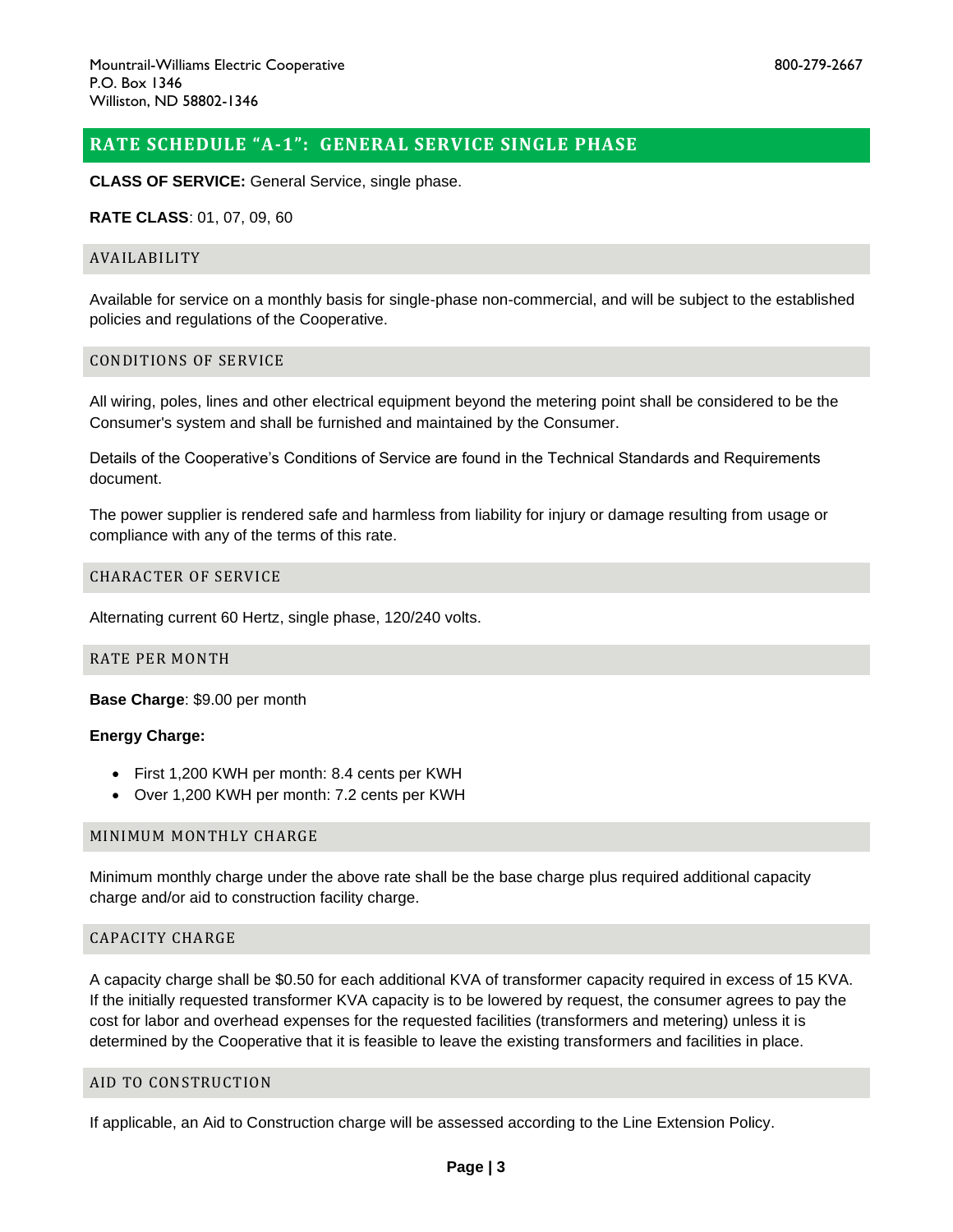Mountrail-Williams Electric Cooperative
P.O. Box 1346
Williston, ND 58802-1346

800-279-2667

# RATE SCHEDULE "A-1": GENERAL SERVICE SINGLE PHASE

**CLASS OF SERVICE:** General Service, single phase.

**RATE CLASS**: 01, 07, 09, 60

## AVAILABILITY

Available for service on a monthly basis for single-phase non-commercial, and will be subject to the established policies and regulations of the Cooperative.

## CONDITIONS OF SERVICE

All wiring, poles, lines and other electrical equipment beyond the metering point shall be considered to be the Consumer's system and shall be furnished and maintained by the Consumer.

Details of the Cooperative's Conditions of Service are found in the Technical Standards and Requirements document.

The power supplier is rendered safe and harmless from liability for injury or damage resulting from usage or compliance with any of the terms of this rate.

## CHARACTER OF SERVICE

Alternating current 60 Hertz, single phase, 120/240 volts.

## RATE PER MONTH

**Base Charge**: $9.00 per month

**Energy Charge:**

- First 1,200 KWH per month: 8.4 cents per KWH
- Over 1,200 KWH per month: 7.2 cents per KWH

## MINIMUM MONTHLY CHARGE

Minimum monthly charge under the above rate shall be the base charge plus required additional capacity charge and/or aid to construction facility charge.

## CAPACITY CHARGE

A capacity charge shall be $0.50 for each additional KVA of transformer capacity required in excess of 15 KVA. If the initially requested transformer KVA capacity is to be lowered by request, the consumer agrees to pay the cost for labor and overhead expenses for the requested facilities (transformers and metering) unless it is determined by the Cooperative that it is feasible to leave the existing transformers and facilities in place.

## AID TO CONSTRUCTION

If applicable, an Aid to Construction charge will be assessed according to the Line Extension Policy.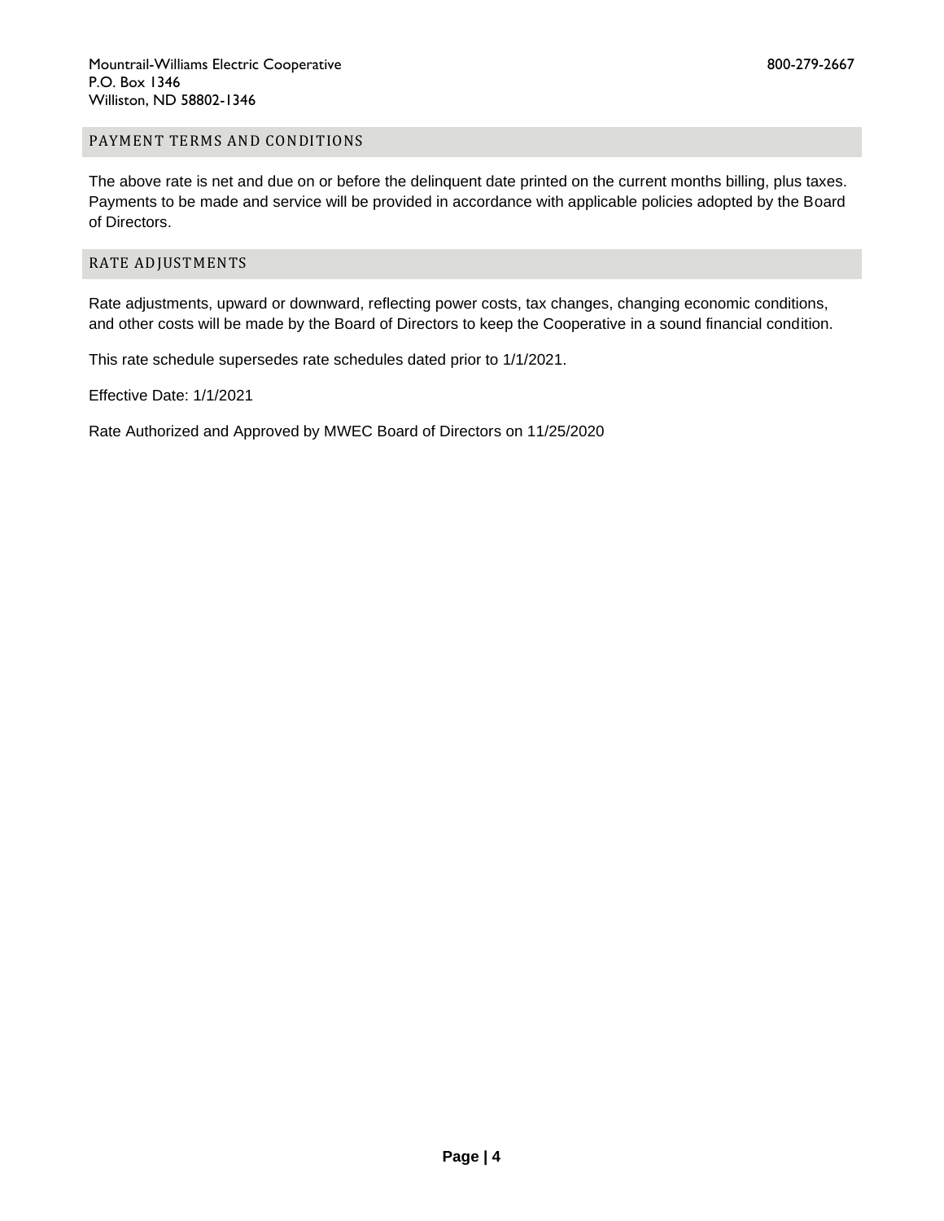## PAYMENT TERMS AND CONDITIONS

The above rate is net and due on or before the delinquent date printed on the current months billing, plus taxes. Payments to be made and service will be provided in accordance with applicable policies adopted by the Board of Directors.

## RATE ADJUSTMENTS

Rate adjustments, upward or downward, reflecting power costs, tax changes, changing economic conditions, and other costs will be made by the Board of Directors to keep the Cooperative in a sound financial condition.

This rate schedule supersedes rate schedules dated prior to 1/1/2021.

Effective Date: 1/1/2021

Rate Authorized and Approved by MWEC Board of Directors on 11/25/2020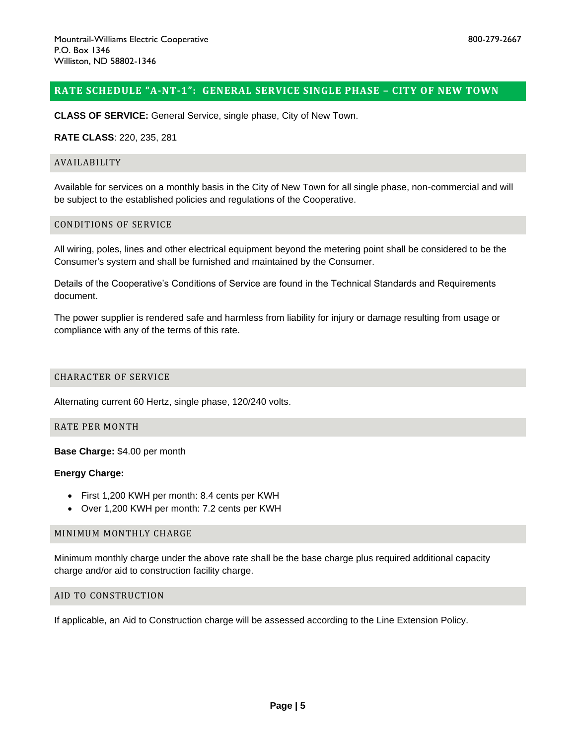Mountrail-Williams Electric Cooperative
P.O. Box 1346
Williston, ND 58802-1346

800-279-2667

## RATE SCHEDULE "A-NT-1": GENERAL SERVICE SINGLE PHASE – CITY OF NEW TOWN

**CLASS OF SERVICE:** General Service, single phase, City of New Town.

**RATE CLASS**: 220, 235, 281

### AVAILABILITY

Available for services on a monthly basis in the City of New Town for all single phase, non-commercial and will be subject to the established policies and regulations of the Cooperative.

### CONDITIONS OF SERVICE

All wiring, poles, lines and other electrical equipment beyond the metering point shall be considered to be the Consumer's system and shall be furnished and maintained by the Consumer.

Details of the Cooperative's Conditions of Service are found in the Technical Standards and Requirements document.

The power supplier is rendered safe and harmless from liability for injury or damage resulting from usage or compliance with any of the terms of this rate.

### CHARACTER OF SERVICE

Alternating current 60 Hertz, single phase, 120/240 volts.

### RATE PER MONTH

**Base Charge:** $4.00 per month

**Energy Charge:**

- First 1,200 KWH per month: 8.4 cents per KWH
- Over 1,200 KWH per month: 7.2 cents per KWH

### MINIMUM MONTHLY CHARGE

Minimum monthly charge under the above rate shall be the base charge plus required additional capacity charge and/or aid to construction facility charge.

### AID TO CONSTRUCTION

If applicable, an Aid to Construction charge will be assessed according to the Line Extension Policy.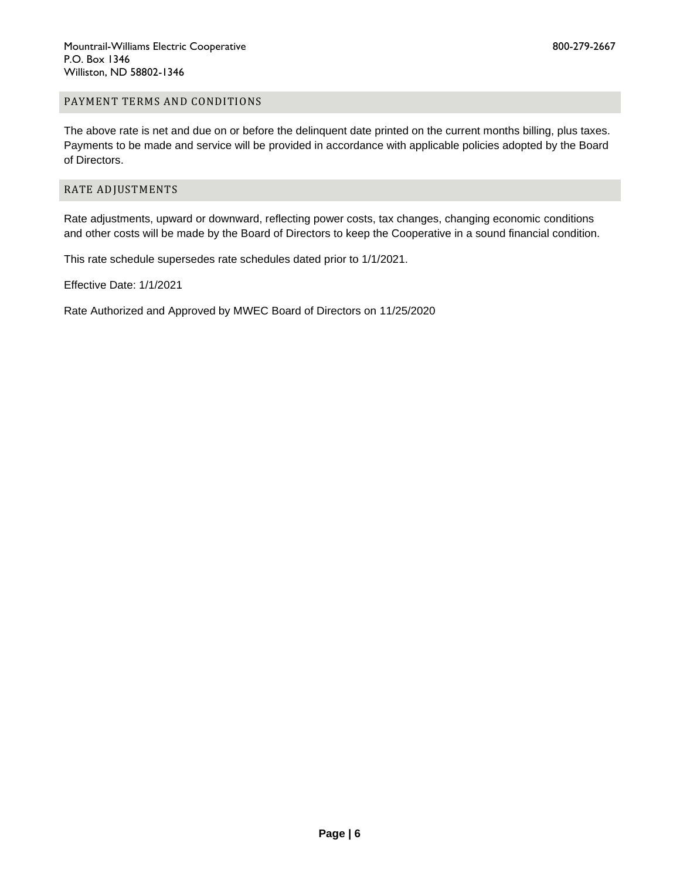## PAYMENT TERMS AND CONDITIONS

The above rate is net and due on or before the delinquent date printed on the current months billing, plus taxes. Payments to be made and service will be provided in accordance with applicable policies adopted by the Board of Directors.

## RATE ADJUSTMENTS

Rate adjustments, upward or downward, reflecting power costs, tax changes, changing economic conditions and other costs will be made by the Board of Directors to keep the Cooperative in a sound financial condition.

This rate schedule supersedes rate schedules dated prior to 1/1/2021.

Effective Date: 1/1/2021

Rate Authorized and Approved by MWEC Board of Directors on 11/25/2020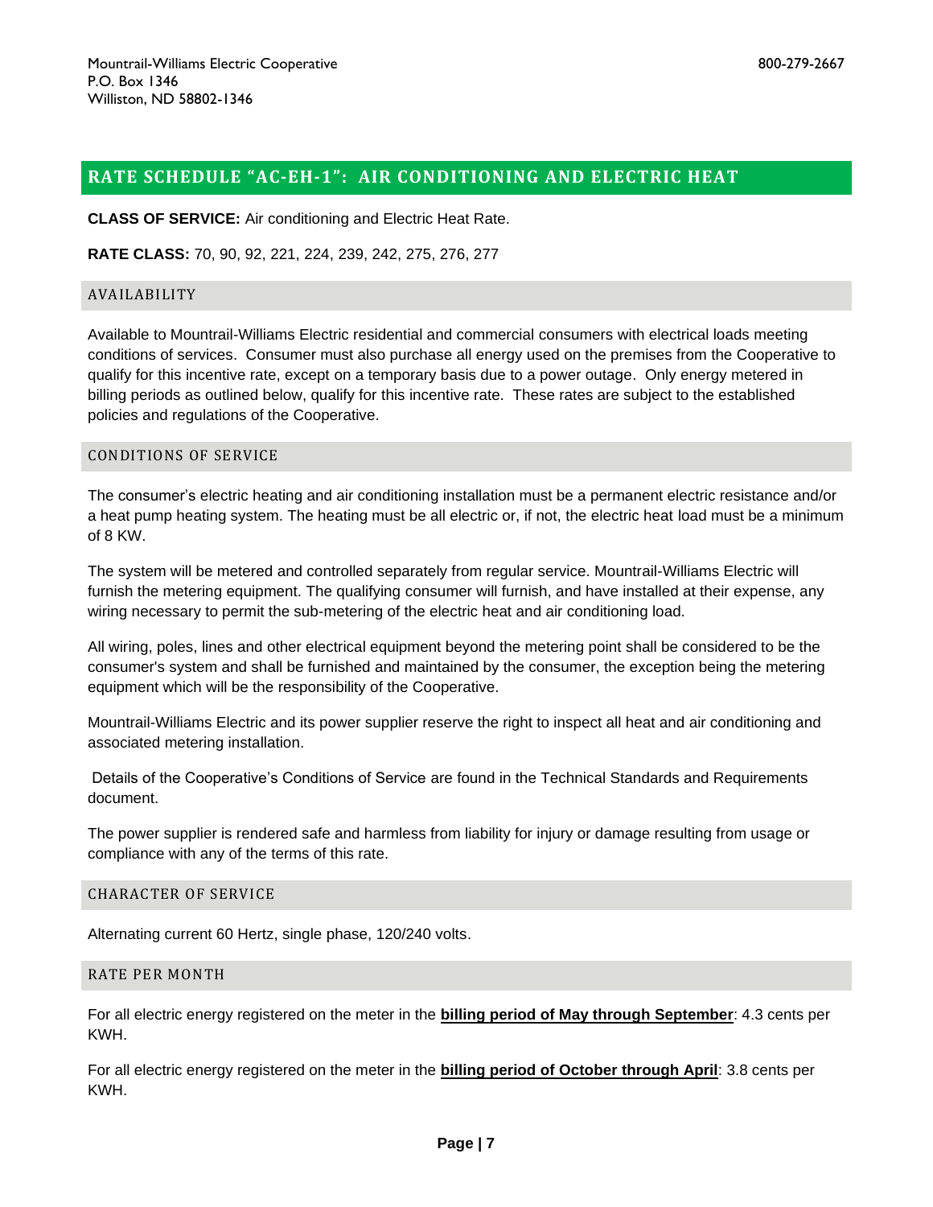Mountrail-Williams Electric Cooperative
P.O. Box 1346
Williston, ND 58802-1346

800-279-2667

## RATE SCHEDULE "AC-EH-1": AIR CONDITIONING AND ELECTRIC HEAT

**CLASS OF SERVICE:** Air conditioning and Electric Heat Rate.

**RATE CLASS:** 70, 90, 92, 221, 224, 239, 242, 275, 276, 277

### AVAILABILITY

Available to Mountrail-Williams Electric residential and commercial consumers with electrical loads meeting conditions of services. Consumer must also purchase all energy used on the premises from the Cooperative to qualify for this incentive rate, except on a temporary basis due to a power outage. Only energy metered in billing periods as outlined below, qualify for this incentive rate. These rates are subject to the established policies and regulations of the Cooperative.

### CONDITIONS OF SERVICE

The consumer's electric heating and air conditioning installation must be a permanent electric resistance and/or a heat pump heating system. The heating must be all electric or, if not, the electric heat load must be a minimum of 8 KW.

The system will be metered and controlled separately from regular service. Mountrail-Williams Electric will furnish the metering equipment. The qualifying consumer will furnish, and have installed at their expense, any wiring necessary to permit the sub-metering of the electric heat and air conditioning load.

All wiring, poles, lines and other electrical equipment beyond the metering point shall be considered to be the consumer's system and shall be furnished and maintained by the consumer, the exception being the metering equipment which will be the responsibility of the Cooperative.

Mountrail-Williams Electric and its power supplier reserve the right to inspect all heat and air conditioning and associated metering installation.

Details of the Cooperative's Conditions of Service are found in the Technical Standards and Requirements document.

The power supplier is rendered safe and harmless from liability for injury or damage resulting from usage or compliance with any of the terms of this rate.

### CHARACTER OF SERVICE

Alternating current 60 Hertz, single phase, 120/240 volts.

### RATE PER MONTH

For all electric energy registered on the meter in the **billing period of May through September**: 4.3 cents per KWH.

For all electric energy registered on the meter in the **billing period of October through April**: 3.8 cents per KWH.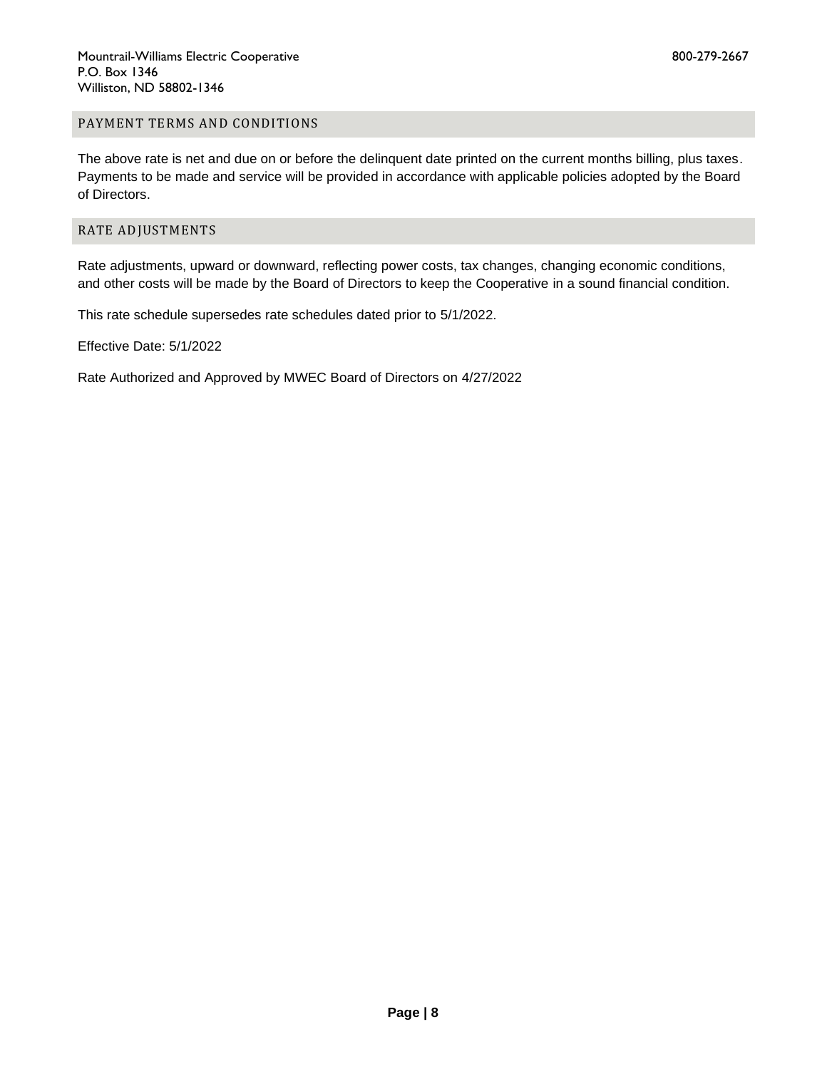## PAYMENT TERMS AND CONDITIONS

The above rate is net and due on or before the delinquent date printed on the current months billing, plus taxes. Payments to be made and service will be provided in accordance with applicable policies adopted by the Board of Directors.

## RATE ADJUSTMENTS

Rate adjustments, upward or downward, reflecting power costs, tax changes, changing economic conditions, and other costs will be made by the Board of Directors to keep the Cooperative in a sound financial condition.

This rate schedule supersedes rate schedules dated prior to 5/1/2022.

Effective Date: 5/1/2022

Rate Authorized and Approved by MWEC Board of Directors on 4/27/2022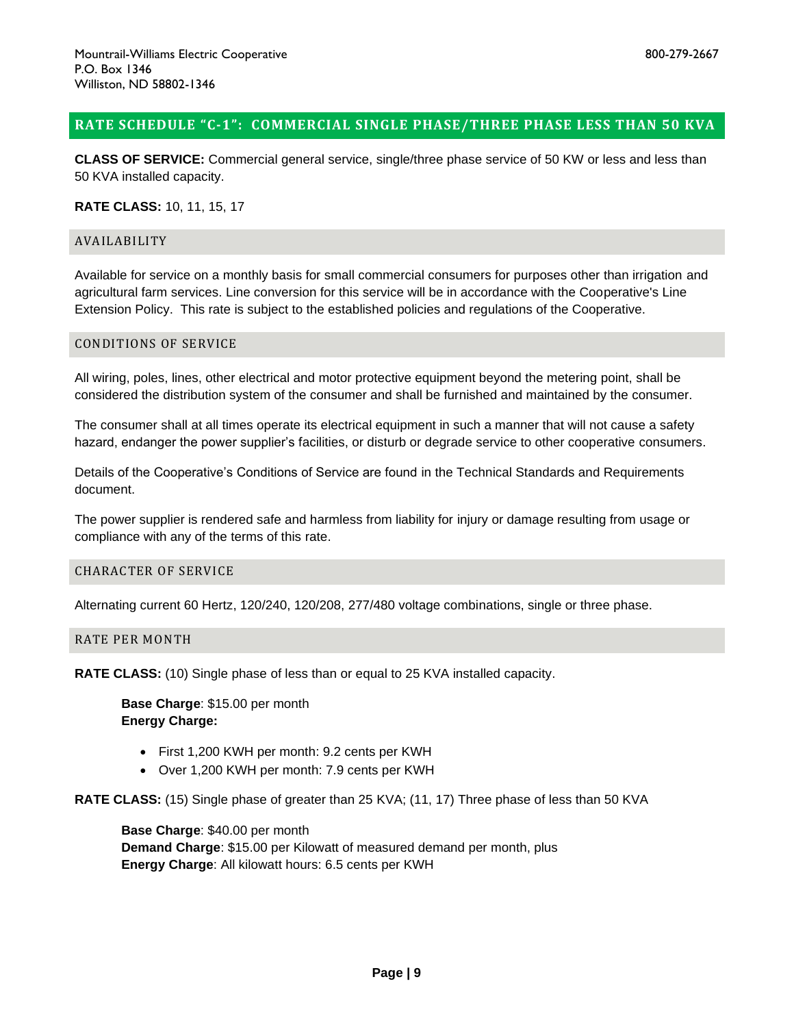Mountrail-Williams Electric Cooperative
P.O. Box 1346
Williston, ND 58802-1346

800-279-2667

## RATE SCHEDULE "C-1": COMMERCIAL SINGLE PHASE/THREE PHASE LESS THAN 50 KVA

**CLASS OF SERVICE:** Commercial general service, single/three phase service of 50 KW or less and less than 50 KVA installed capacity.

**RATE CLASS:** 10, 11, 15, 17

### AVAILABILITY

Available for service on a monthly basis for small commercial consumers for purposes other than irrigation and agricultural farm services. Line conversion for this service will be in accordance with the Cooperative's Line Extension Policy. This rate is subject to the established policies and regulations of the Cooperative.

### CONDITIONS OF SERVICE

All wiring, poles, lines, other electrical and motor protective equipment beyond the metering point, shall be considered the distribution system of the consumer and shall be furnished and maintained by the consumer.

The consumer shall at all times operate its electrical equipment in such a manner that will not cause a safety hazard, endanger the power supplier's facilities, or disturb or degrade service to other cooperative consumers.

Details of the Cooperative's Conditions of Service are found in the Technical Standards and Requirements document.

The power supplier is rendered safe and harmless from liability for injury or damage resulting from usage or compliance with any of the terms of this rate.

### CHARACTER OF SERVICE

Alternating current 60 Hertz, 120/240, 120/208, 277/480 voltage combinations, single or three phase.

### RATE PER MONTH

**RATE CLASS:** (10) Single phase of less than or equal to 25 KVA installed capacity.

> **Base Charge**: $15.00 per month
> **Energy Charge:**
>
> - First 1,200 KWH per month: 9.2 cents per KWH
> - Over 1,200 KWH per month: 7.9 cents per KWH

**RATE CLASS:** (15) Single phase of greater than 25 KVA; (11, 17) Three phase of less than 50 KVA

> **Base Charge**: $40.00 per month
> **Demand Charge**: $15.00 per Kilowatt of measured demand per month, plus
> **Energy Charge**: All kilowatt hours: 6.5 cents per KWH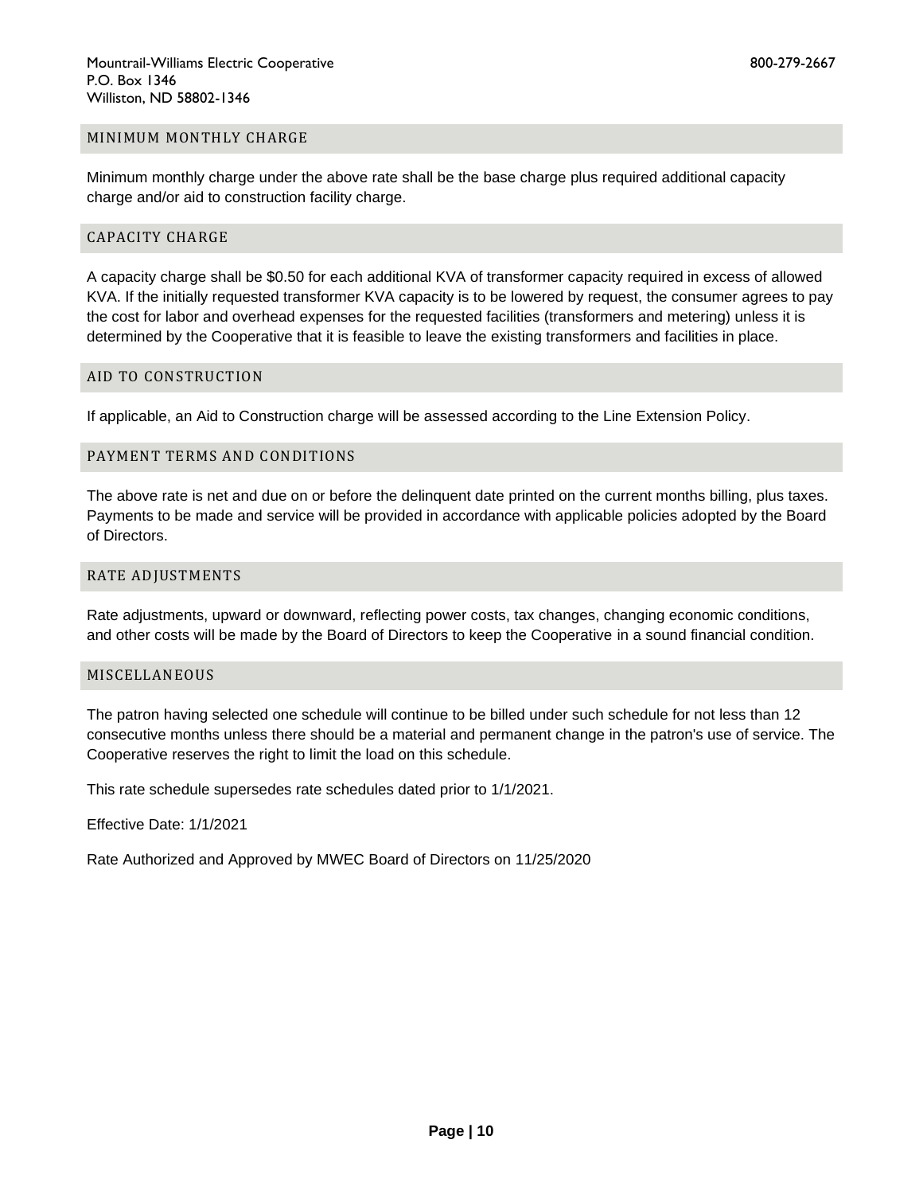## MINIMUM MONTHLY CHARGE

Minimum monthly charge under the above rate shall be the base charge plus required additional capacity charge and/or aid to construction facility charge.

## CAPACITY CHARGE

A capacity charge shall be $0.50 for each additional KVA of transformer capacity required in excess of allowed KVA. If the initially requested transformer KVA capacity is to be lowered by request, the consumer agrees to pay the cost for labor and overhead expenses for the requested facilities (transformers and metering) unless it is determined by the Cooperative that it is feasible to leave the existing transformers and facilities in place.

## AID TO CONSTRUCTION

If applicable, an Aid to Construction charge will be assessed according to the Line Extension Policy.

## PAYMENT TERMS AND CONDITIONS

The above rate is net and due on or before the delinquent date printed on the current months billing, plus taxes. Payments to be made and service will be provided in accordance with applicable policies adopted by the Board of Directors.

## RATE ADJUSTMENTS

Rate adjustments, upward or downward, reflecting power costs, tax changes, changing economic conditions, and other costs will be made by the Board of Directors to keep the Cooperative in a sound financial condition.

## MISCELLANEOUS

The patron having selected one schedule will continue to be billed under such schedule for not less than 12 consecutive months unless there should be a material and permanent change in the patron's use of service. The Cooperative reserves the right to limit the load on this schedule.

This rate schedule supersedes rate schedules dated prior to 1/1/2021.

Effective Date: 1/1/2021

Rate Authorized and Approved by MWEC Board of Directors on 11/25/2020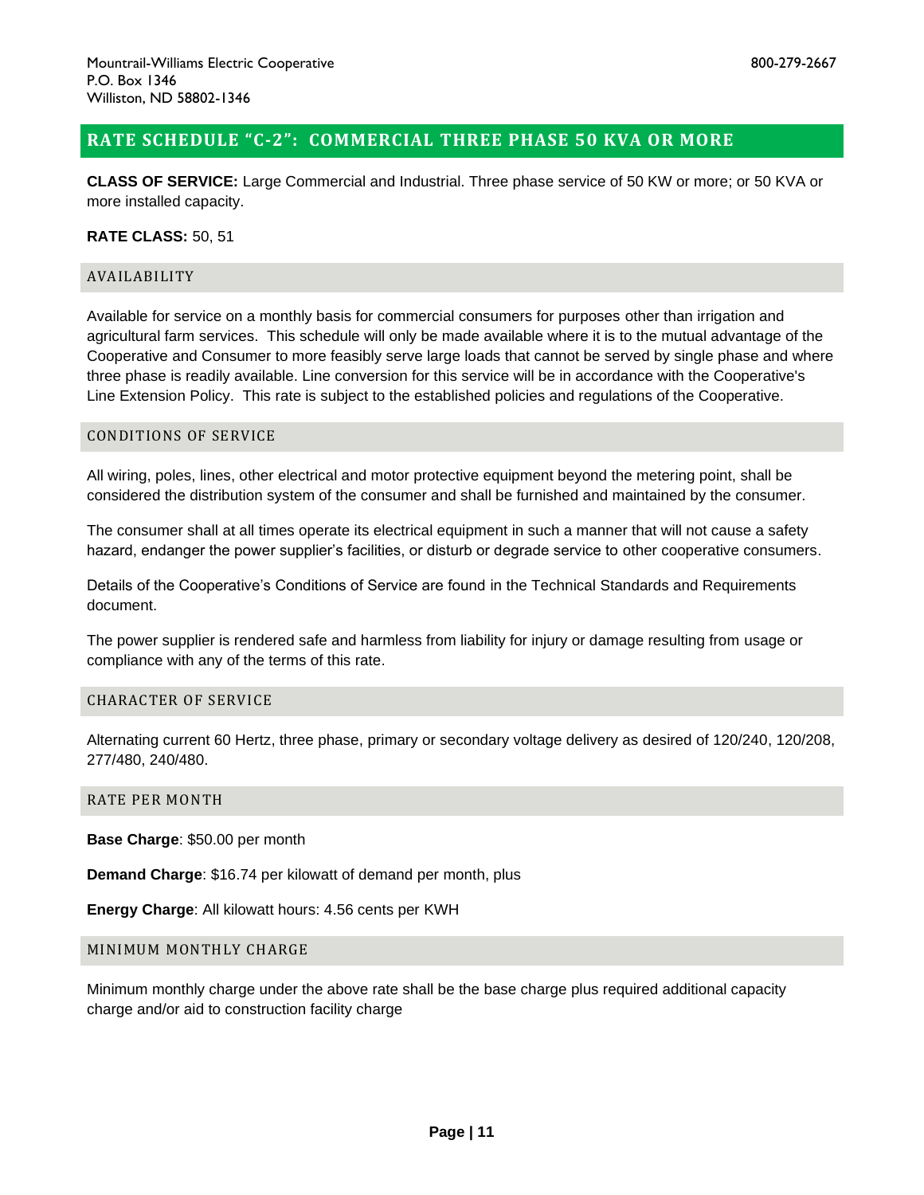Mountrail-Williams Electric Cooperative
P.O. Box 1346
Williston, ND 58802-1346

800-279-2667

## RATE SCHEDULE "C-2": COMMERCIAL THREE PHASE 50 KVA OR MORE

**CLASS OF SERVICE:** Large Commercial and Industrial. Three phase service of 50 KW or more; or 50 KVA or more installed capacity.

**RATE CLASS:** 50, 51

### AVAILABILITY

Available for service on a monthly basis for commercial consumers for purposes other than irrigation and agricultural farm services. This schedule will only be made available where it is to the mutual advantage of the Cooperative and Consumer to more feasibly serve large loads that cannot be served by single phase and where three phase is readily available. Line conversion for this service will be in accordance with the Cooperative's Line Extension Policy. This rate is subject to the established policies and regulations of the Cooperative.

### CONDITIONS OF SERVICE

All wiring, poles, lines, other electrical and motor protective equipment beyond the metering point, shall be considered the distribution system of the consumer and shall be furnished and maintained by the consumer.

The consumer shall at all times operate its electrical equipment in such a manner that will not cause a safety hazard, endanger the power supplier's facilities, or disturb or degrade service to other cooperative consumers.

Details of the Cooperative's Conditions of Service are found in the Technical Standards and Requirements document.

The power supplier is rendered safe and harmless from liability for injury or damage resulting from usage or compliance with any of the terms of this rate.

### CHARACTER OF SERVICE

Alternating current 60 Hertz, three phase, primary or secondary voltage delivery as desired of 120/240, 120/208, 277/480, 240/480.

### RATE PER MONTH

**Base Charge**: $50.00 per month

**Demand Charge**: $16.74 per kilowatt of demand per month, plus

**Energy Charge**: All kilowatt hours: 4.56 cents per KWH

### MINIMUM MONTHLY CHARGE

Minimum monthly charge under the above rate shall be the base charge plus required additional capacity charge and/or aid to construction facility charge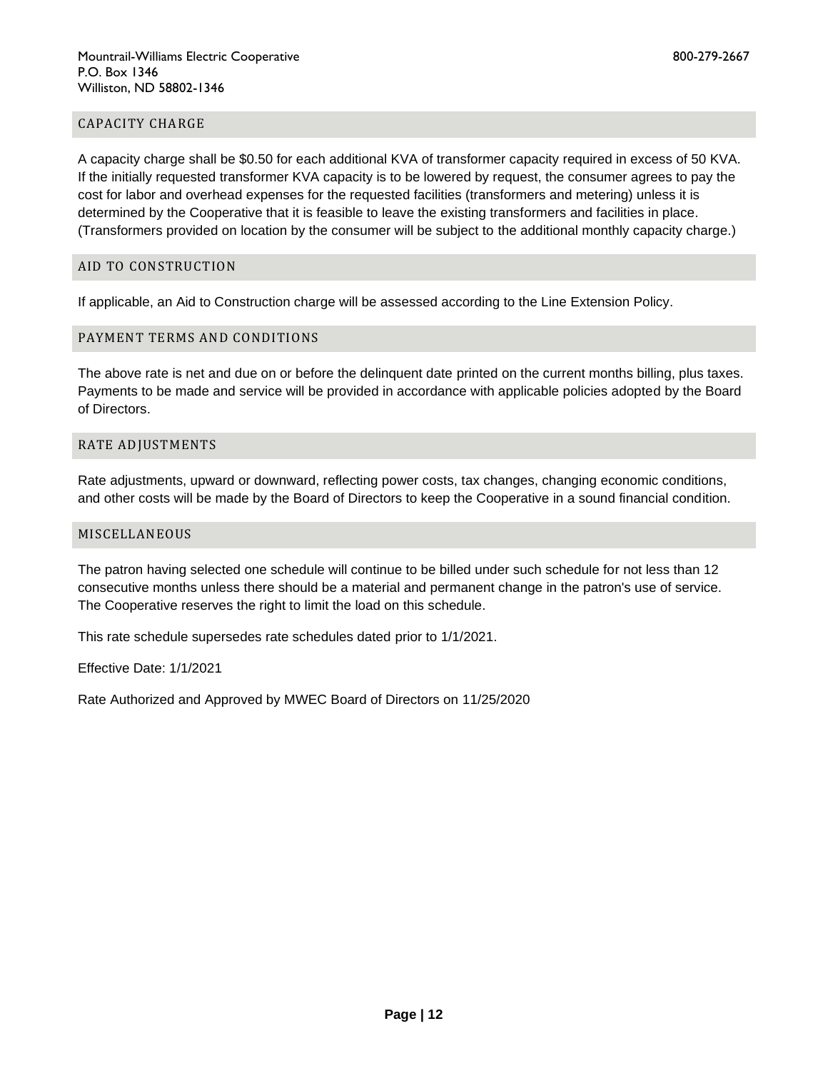## CAPACITY CHARGE

A capacity charge shall be $0.50 for each additional KVA of transformer capacity required in excess of 50 KVA. If the initially requested transformer KVA capacity is to be lowered by request, the consumer agrees to pay the cost for labor and overhead expenses for the requested facilities (transformers and metering) unless it is determined by the Cooperative that it is feasible to leave the existing transformers and facilities in place. (Transformers provided on location by the consumer will be subject to the additional monthly capacity charge.)

## AID TO CONSTRUCTION

If applicable, an Aid to Construction charge will be assessed according to the Line Extension Policy.

## PAYMENT TERMS AND CONDITIONS

The above rate is net and due on or before the delinquent date printed on the current months billing, plus taxes. Payments to be made and service will be provided in accordance with applicable policies adopted by the Board of Directors.

## RATE ADJUSTMENTS

Rate adjustments, upward or downward, reflecting power costs, tax changes, changing economic conditions, and other costs will be made by the Board of Directors to keep the Cooperative in a sound financial condition.

## MISCELLANEOUS

The patron having selected one schedule will continue to be billed under such schedule for not less than 12 consecutive months unless there should be a material and permanent change in the patron's use of service. The Cooperative reserves the right to limit the load on this schedule.

This rate schedule supersedes rate schedules dated prior to 1/1/2021.

Effective Date: 1/1/2021

Rate Authorized and Approved by MWEC Board of Directors on 11/25/2020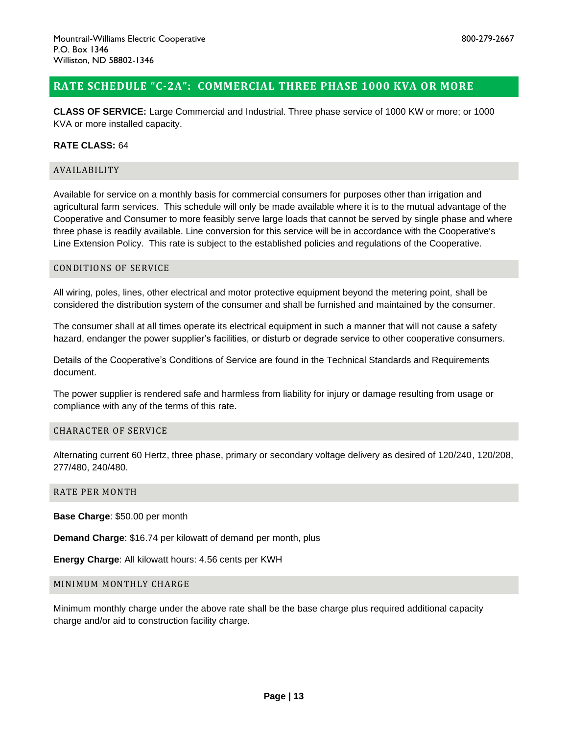Mountrail-Williams Electric Cooperative
P.O. Box 1346
Williston, ND 58802-1346

800-279-2667

## RATE SCHEDULE "C-2A": COMMERCIAL THREE PHASE 1000 KVA OR MORE

**CLASS OF SERVICE:** Large Commercial and Industrial. Three phase service of 1000 KW or more; or 1000 KVA or more installed capacity.

**RATE CLASS:** 64

### AVAILABILITY

Available for service on a monthly basis for commercial consumers for purposes other than irrigation and agricultural farm services. This schedule will only be made available where it is to the mutual advantage of the Cooperative and Consumer to more feasibly serve large loads that cannot be served by single phase and where three phase is readily available. Line conversion for this service will be in accordance with the Cooperative's Line Extension Policy. This rate is subject to the established policies and regulations of the Cooperative.

### CONDITIONS OF SERVICE

All wiring, poles, lines, other electrical and motor protective equipment beyond the metering point, shall be considered the distribution system of the consumer and shall be furnished and maintained by the consumer.

The consumer shall at all times operate its electrical equipment in such a manner that will not cause a safety hazard, endanger the power supplier's facilities, or disturb or degrade service to other cooperative consumers.

Details of the Cooperative's Conditions of Service are found in the Technical Standards and Requirements document.

The power supplier is rendered safe and harmless from liability for injury or damage resulting from usage or compliance with any of the terms of this rate.

### CHARACTER OF SERVICE

Alternating current 60 Hertz, three phase, primary or secondary voltage delivery as desired of 120/240, 120/208, 277/480, 240/480.

### RATE PER MONTH

**Base Charge**: $50.00 per month

**Demand Charge**: $16.74 per kilowatt of demand per month, plus

**Energy Charge**: All kilowatt hours: 4.56 cents per KWH

### MINIMUM MONTHLY CHARGE

Minimum monthly charge under the above rate shall be the base charge plus required additional capacity charge and/or aid to construction facility charge.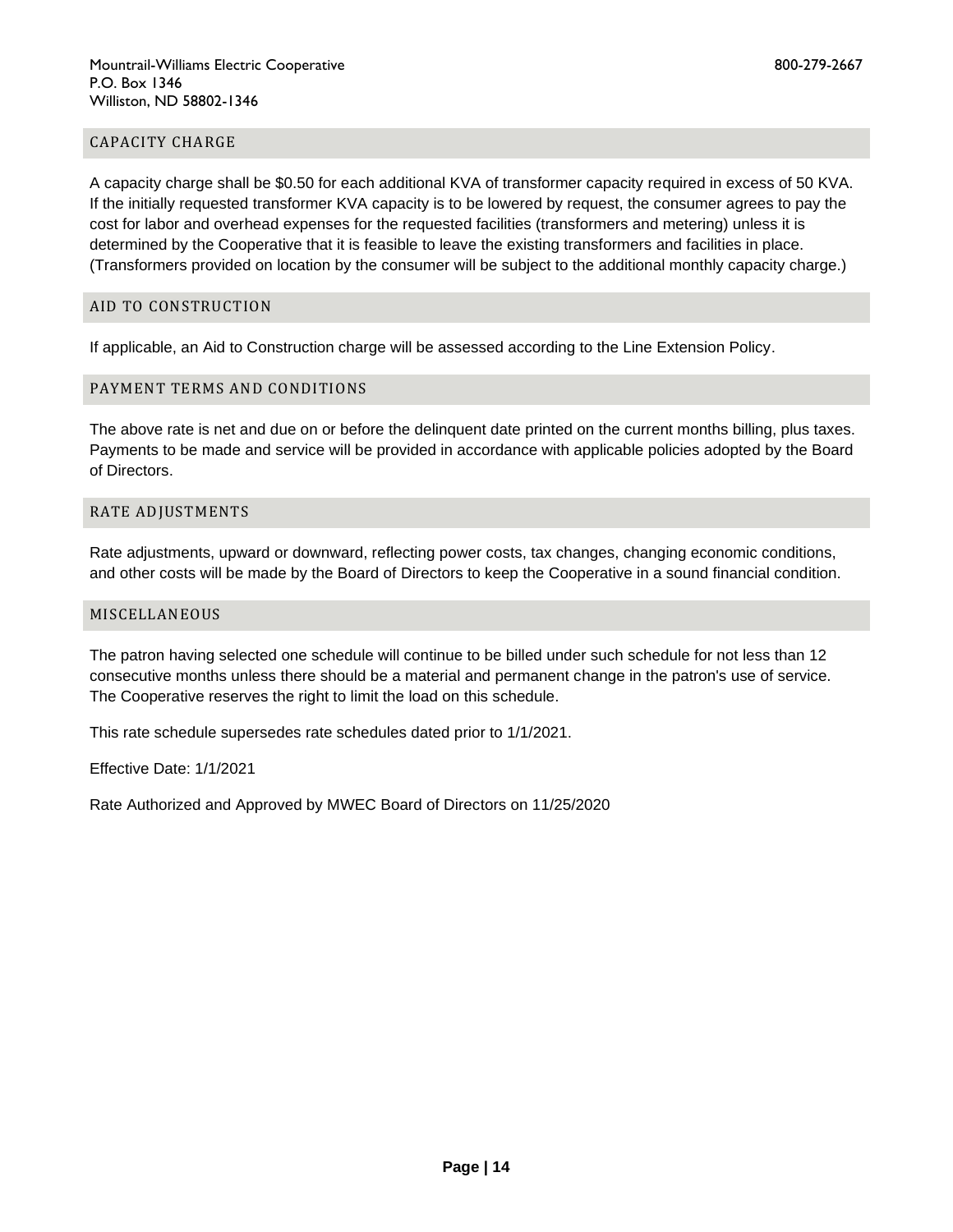## CAPACITY CHARGE

A capacity charge shall be $0.50 for each additional KVA of transformer capacity required in excess of 50 KVA. If the initially requested transformer KVA capacity is to be lowered by request, the consumer agrees to pay the cost for labor and overhead expenses for the requested facilities (transformers and metering) unless it is determined by the Cooperative that it is feasible to leave the existing transformers and facilities in place. (Transformers provided on location by the consumer will be subject to the additional monthly capacity charge.)

## AID TO CONSTRUCTION

If applicable, an Aid to Construction charge will be assessed according to the Line Extension Policy.

## PAYMENT TERMS AND CONDITIONS

The above rate is net and due on or before the delinquent date printed on the current months billing, plus taxes. Payments to be made and service will be provided in accordance with applicable policies adopted by the Board of Directors.

## RATE ADJUSTMENTS

Rate adjustments, upward or downward, reflecting power costs, tax changes, changing economic conditions, and other costs will be made by the Board of Directors to keep the Cooperative in a sound financial condition.

## MISCELLANEOUS

The patron having selected one schedule will continue to be billed under such schedule for not less than 12 consecutive months unless there should be a material and permanent change in the patron's use of service. The Cooperative reserves the right to limit the load on this schedule.

This rate schedule supersedes rate schedules dated prior to 1/1/2021.

Effective Date: 1/1/2021

Rate Authorized and Approved by MWEC Board of Directors on 11/25/2020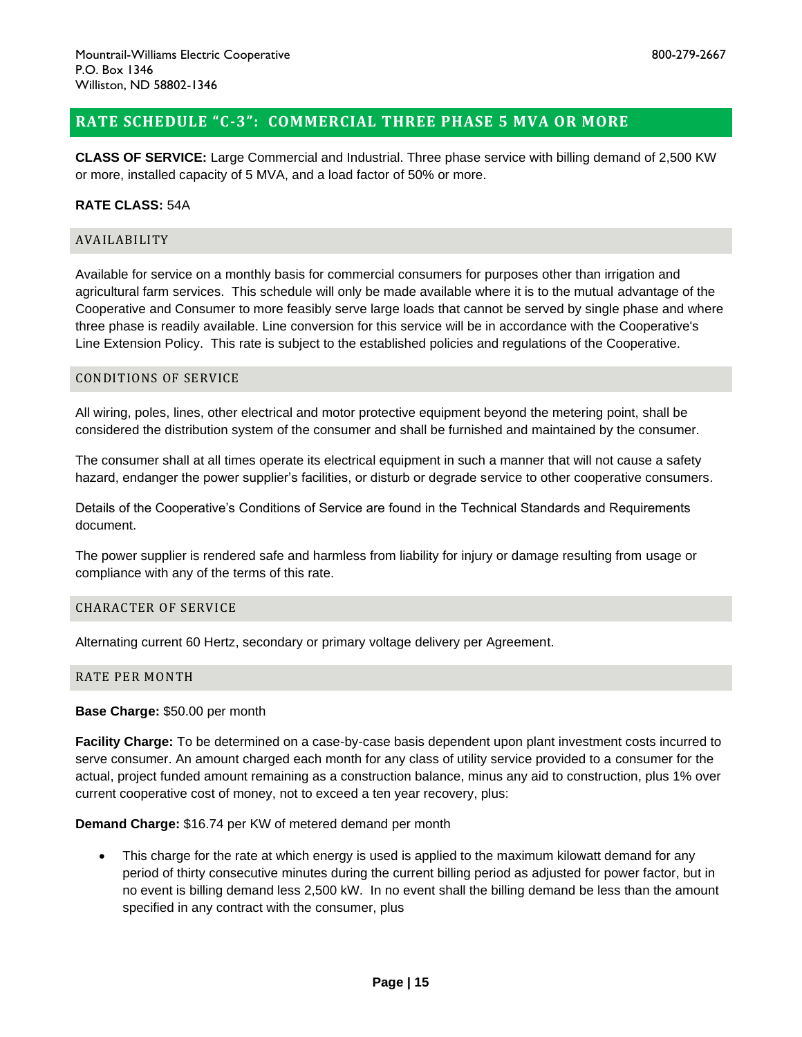Mountrail-Williams Electric Cooperative
P.O. Box 1346
Williston, ND 58802-1346

800-279-2667

## RATE SCHEDULE "C-3": COMMERCIAL THREE PHASE 5 MVA OR MORE

**CLASS OF SERVICE:** Large Commercial and Industrial. Three phase service with billing demand of 2,500 KW or more, installed capacity of 5 MVA, and a load factor of 50% or more.

**RATE CLASS:** 54A

### AVAILABILITY

Available for service on a monthly basis for commercial consumers for purposes other than irrigation and agricultural farm services. This schedule will only be made available where it is to the mutual advantage of the Cooperative and Consumer to more feasibly serve large loads that cannot be served by single phase and where three phase is readily available. Line conversion for this service will be in accordance with the Cooperative's Line Extension Policy. This rate is subject to the established policies and regulations of the Cooperative.

### CONDITIONS OF SERVICE

All wiring, poles, lines, other electrical and motor protective equipment beyond the metering point, shall be considered the distribution system of the consumer and shall be furnished and maintained by the consumer.

The consumer shall at all times operate its electrical equipment in such a manner that will not cause a safety hazard, endanger the power supplier's facilities, or disturb or degrade service to other cooperative consumers.

Details of the Cooperative's Conditions of Service are found in the Technical Standards and Requirements document.

The power supplier is rendered safe and harmless from liability for injury or damage resulting from usage or compliance with any of the terms of this rate.

### CHARACTER OF SERVICE

Alternating current 60 Hertz, secondary or primary voltage delivery per Agreement.

### RATE PER MONTH

**Base Charge:** $50.00 per month

**Facility Charge:** To be determined on a case-by-case basis dependent upon plant investment costs incurred to serve consumer. An amount charged each month for any class of utility service provided to a consumer for the actual, project funded amount remaining as a construction balance, minus any aid to construction, plus 1% over current cooperative cost of money, not to exceed a ten year recovery, plus:

**Demand Charge:** $16.74 per KW of metered demand per month

- This charge for the rate at which energy is used is applied to the maximum kilowatt demand for any period of thirty consecutive minutes during the current billing period as adjusted for power factor, but in no event is billing demand less 2,500 kW. In no event shall the billing demand be less than the amount specified in any contract with the consumer, plus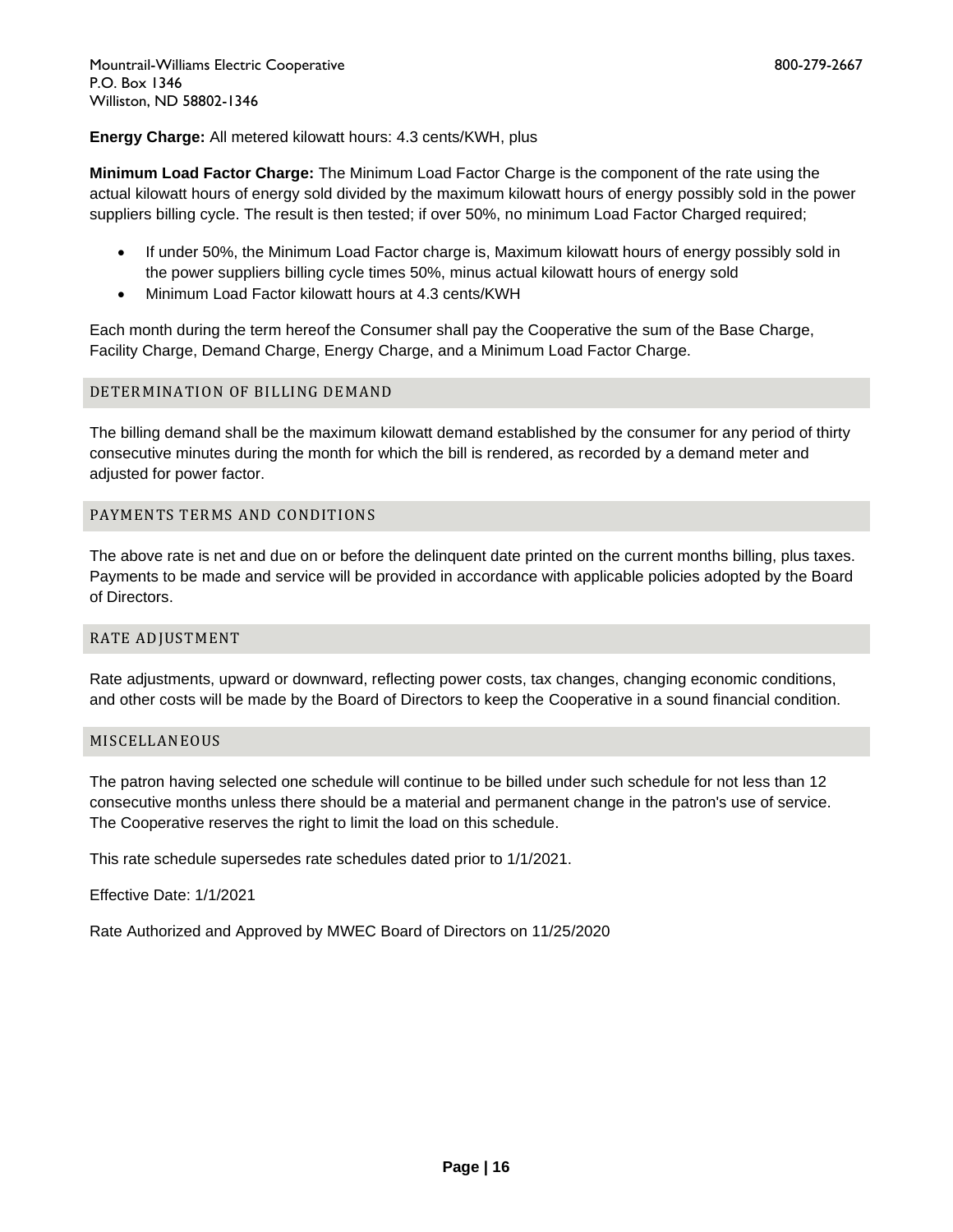**Energy Charge:** All metered kilowatt hours: 4.3 cents/KWH, plus

**Minimum Load Factor Charge:** The Minimum Load Factor Charge is the component of the rate using the actual kilowatt hours of energy sold divided by the maximum kilowatt hours of energy possibly sold in the power suppliers billing cycle. The result is then tested; if over 50%, no minimum Load Factor Charged required;

- If under 50%, the Minimum Load Factor charge is, Maximum kilowatt hours of energy possibly sold in the power suppliers billing cycle times 50%, minus actual kilowatt hours of energy sold
- Minimum Load Factor kilowatt hours at 4.3 cents/KWH

Each month during the term hereof the Consumer shall pay the Cooperative the sum of the Base Charge, Facility Charge, Demand Charge, Energy Charge, and a Minimum Load Factor Charge.

## DETERMINATION OF BILLING DEMAND

The billing demand shall be the maximum kilowatt demand established by the consumer for any period of thirty consecutive minutes during the month for which the bill is rendered, as recorded by a demand meter and adjusted for power factor.

## PAYMENTS TERMS AND CONDITIONS

The above rate is net and due on or before the delinquent date printed on the current months billing, plus taxes. Payments to be made and service will be provided in accordance with applicable policies adopted by the Board of Directors.

## RATE ADJUSTMENT

Rate adjustments, upward or downward, reflecting power costs, tax changes, changing economic conditions, and other costs will be made by the Board of Directors to keep the Cooperative in a sound financial condition.

## MISCELLANEOUS

The patron having selected one schedule will continue to be billed under such schedule for not less than 12 consecutive months unless there should be a material and permanent change in the patron's use of service. The Cooperative reserves the right to limit the load on this schedule.

This rate schedule supersedes rate schedules dated prior to 1/1/2021.

Effective Date: 1/1/2021

Rate Authorized and Approved by MWEC Board of Directors on 11/25/2020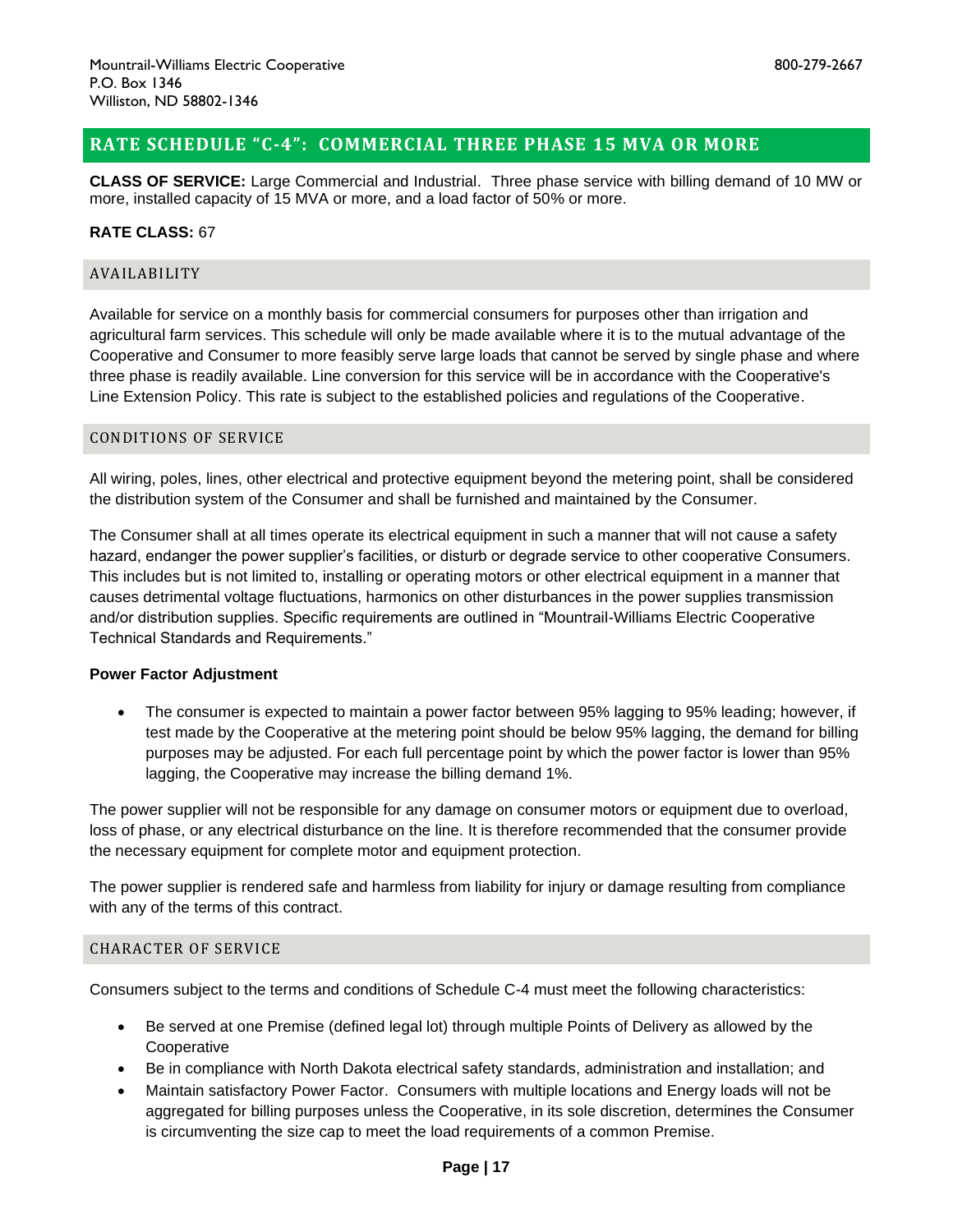Mountrail-Williams Electric Cooperative
P.O. Box 1346
Williston, ND 58802-1346

800-279-2667

## RATE SCHEDULE "C-4": COMMERCIAL THREE PHASE 15 MVA OR MORE

**CLASS OF SERVICE:** Large Commercial and Industrial. Three phase service with billing demand of 10 MW or more, installed capacity of 15 MVA or more, and a load factor of 50% or more.

**RATE CLASS:** 67

### AVAILABILITY

Available for service on a monthly basis for commercial consumers for purposes other than irrigation and agricultural farm services. This schedule will only be made available where it is to the mutual advantage of the Cooperative and Consumer to more feasibly serve large loads that cannot be served by single phase and where three phase is readily available. Line conversion for this service will be in accordance with the Cooperative's Line Extension Policy. This rate is subject to the established policies and regulations of the Cooperative.

### CONDITIONS OF SERVICE

All wiring, poles, lines, other electrical and protective equipment beyond the metering point, shall be considered the distribution system of the Consumer and shall be furnished and maintained by the Consumer.

The Consumer shall at all times operate its electrical equipment in such a manner that will not cause a safety hazard, endanger the power supplier's facilities, or disturb or degrade service to other cooperative Consumers. This includes but is not limited to, installing or operating motors or other electrical equipment in a manner that causes detrimental voltage fluctuations, harmonics on other disturbances in the power supplies transmission and/or distribution supplies. Specific requirements are outlined in "Mountrail-Williams Electric Cooperative Technical Standards and Requirements."

**Power Factor Adjustment**

- The consumer is expected to maintain a power factor between 95% lagging to 95% leading; however, if test made by the Cooperative at the metering point should be below 95% lagging, the demand for billing purposes may be adjusted. For each full percentage point by which the power factor is lower than 95% lagging, the Cooperative may increase the billing demand 1%.

The power supplier will not be responsible for any damage on consumer motors or equipment due to overload, loss of phase, or any electrical disturbance on the line. It is therefore recommended that the consumer provide the necessary equipment for complete motor and equipment protection.

The power supplier is rendered safe and harmless from liability for injury or damage resulting from compliance with any of the terms of this contract.

### CHARACTER OF SERVICE

Consumers subject to the terms and conditions of Schedule C-4 must meet the following characteristics:

- Be served at one Premise (defined legal lot) through multiple Points of Delivery as allowed by the Cooperative
- Be in compliance with North Dakota electrical safety standards, administration and installation; and
- Maintain satisfactory Power Factor. Consumers with multiple locations and Energy loads will not be aggregated for billing purposes unless the Cooperative, in its sole discretion, determines the Consumer is circumventing the size cap to meet the load requirements of a common Premise.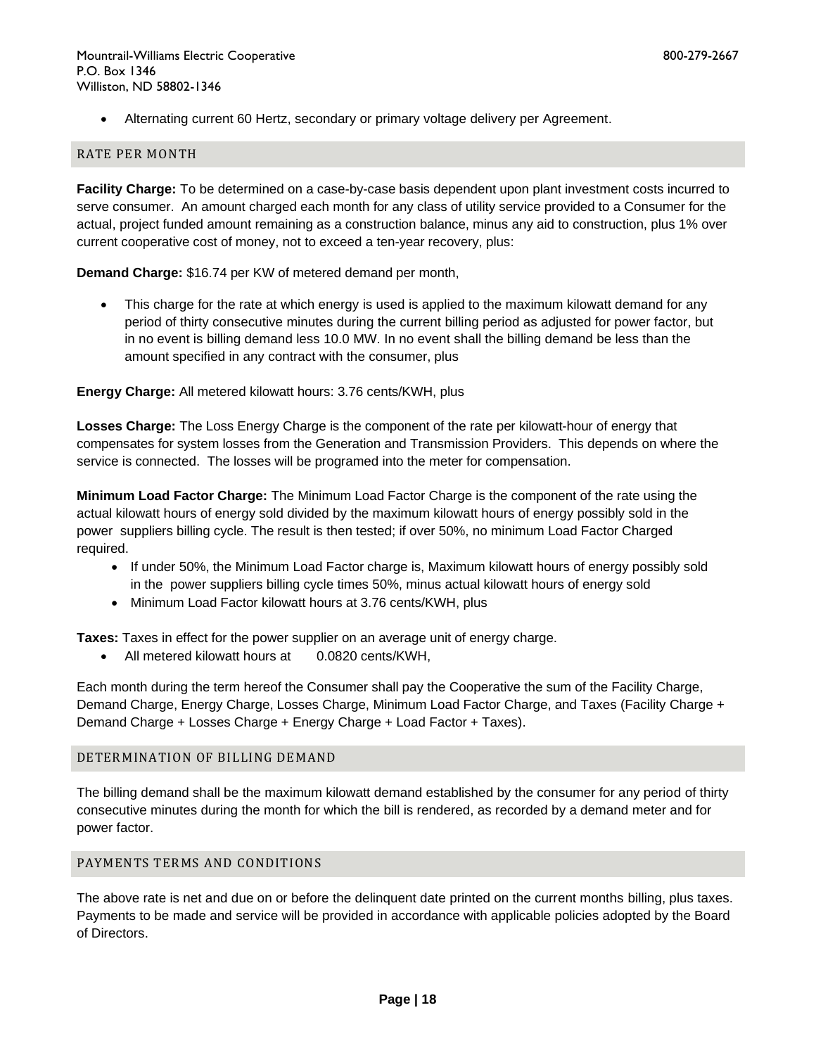- Alternating current 60 Hertz, secondary or primary voltage delivery per Agreement.

## RATE PER MONTH

**Facility Charge:** To be determined on a case-by-case basis dependent upon plant investment costs incurred to serve consumer. An amount charged each month for any class of utility service provided to a Consumer for the actual, project funded amount remaining as a construction balance, minus any aid to construction, plus 1% over current cooperative cost of money, not to exceed a ten-year recovery, plus:

**Demand Charge:** $16.74 per KW of metered demand per month,

- This charge for the rate at which energy is used is applied to the maximum kilowatt demand for any period of thirty consecutive minutes during the current billing period as adjusted for power factor, but in no event is billing demand less 10.0 MW. In no event shall the billing demand be less than the amount specified in any contract with the consumer, plus

**Energy Charge:** All metered kilowatt hours: 3.76 cents/KWH, plus

**Losses Charge:** The Loss Energy Charge is the component of the rate per kilowatt-hour of energy that compensates for system losses from the Generation and Transmission Providers. This depends on where the service is connected. The losses will be programed into the meter for compensation.

**Minimum Load Factor Charge:** The Minimum Load Factor Charge is the component of the rate using the actual kilowatt hours of energy sold divided by the maximum kilowatt hours of energy possibly sold in the power suppliers billing cycle. The result is then tested; if over 50%, no minimum Load Factor Charged required.

- If under 50%, the Minimum Load Factor charge is, Maximum kilowatt hours of energy possibly sold in the power suppliers billing cycle times 50%, minus actual kilowatt hours of energy sold
- Minimum Load Factor kilowatt hours at 3.76 cents/KWH, plus

**Taxes:** Taxes in effect for the power supplier on an average unit of energy charge.

- All metered kilowatt hours at 0.0820 cents/KWH,

Each month during the term hereof the Consumer shall pay the Cooperative the sum of the Facility Charge, Demand Charge, Energy Charge, Losses Charge, Minimum Load Factor Charge, and Taxes (Facility Charge + Demand Charge + Losses Charge + Energy Charge + Load Factor + Taxes).

## DETERMINATION OF BILLING DEMAND

The billing demand shall be the maximum kilowatt demand established by the consumer for any period of thirty consecutive minutes during the month for which the bill is rendered, as recorded by a demand meter and for power factor.

## PAYMENTS TERMS AND CONDITIONS

The above rate is net and due on or before the delinquent date printed on the current months billing, plus taxes. Payments to be made and service will be provided in accordance with applicable policies adopted by the Board of Directors.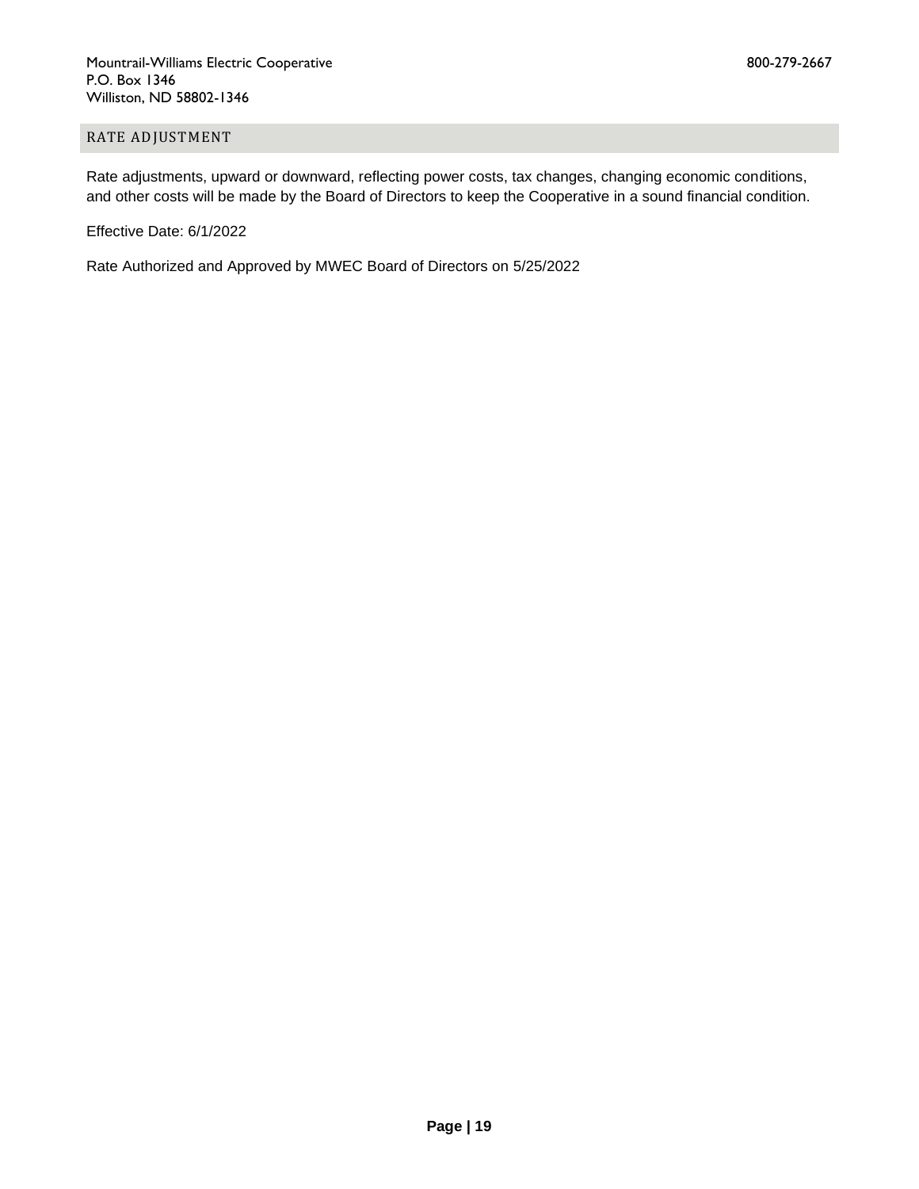## RATE ADJUSTMENT

Rate adjustments, upward or downward, reflecting power costs, tax changes, changing economic conditions, and other costs will be made by the Board of Directors to keep the Cooperative in a sound financial condition.

Effective Date: 6/1/2022

Rate Authorized and Approved by MWEC Board of Directors on 5/25/2022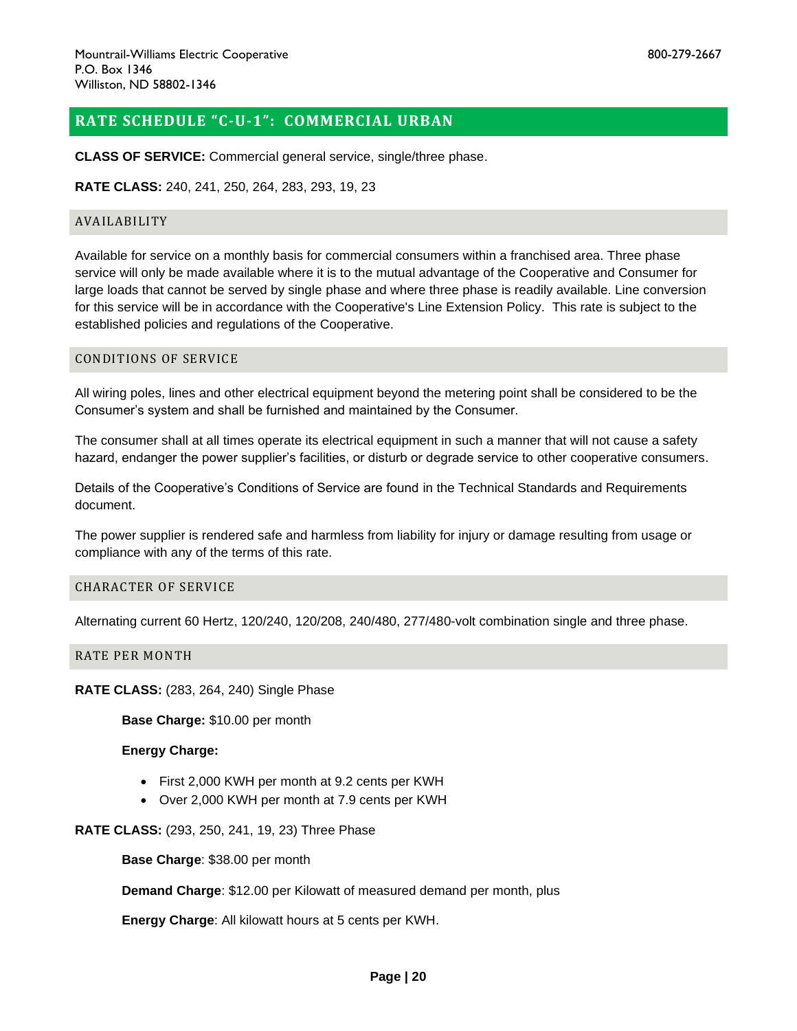Mountrail-Williams Electric Cooperative
P.O. Box 1346
Williston, ND 58802-1346

800-279-2667

## RATE SCHEDULE "C-U-1": COMMERCIAL URBAN

**CLASS OF SERVICE:** Commercial general service, single/three phase.

**RATE CLASS:** 240, 241, 250, 264, 283, 293, 19, 23

### AVAILABILITY

Available for service on a monthly basis for commercial consumers within a franchised area. Three phase service will only be made available where it is to the mutual advantage of the Cooperative and Consumer for large loads that cannot be served by single phase and where three phase is readily available. Line conversion for this service will be in accordance with the Cooperative's Line Extension Policy. This rate is subject to the established policies and regulations of the Cooperative.

### CONDITIONS OF SERVICE

All wiring poles, lines and other electrical equipment beyond the metering point shall be considered to be the Consumer's system and shall be furnished and maintained by the Consumer.

The consumer shall at all times operate its electrical equipment in such a manner that will not cause a safety hazard, endanger the power supplier's facilities, or disturb or degrade service to other cooperative consumers.

Details of the Cooperative's Conditions of Service are found in the Technical Standards and Requirements document.

The power supplier is rendered safe and harmless from liability for injury or damage resulting from usage or compliance with any of the terms of this rate.

### CHARACTER OF SERVICE

Alternating current 60 Hertz, 120/240, 120/208, 240/480, 277/480-volt combination single and three phase.

### RATE PER MONTH

**RATE CLASS:** (283, 264, 240) Single Phase

**Base Charge:** $10.00 per month

**Energy Charge:**

- First 2,000 KWH per month at 9.2 cents per KWH
- Over 2,000 KWH per month at 7.9 cents per KWH

**RATE CLASS:** (293, 250, 241, 19, 23) Three Phase

**Base Charge**: $38.00 per month

**Demand Charge**: $12.00 per Kilowatt of measured demand per month, plus

**Energy Charge**: All kilowatt hours at 5 cents per KWH.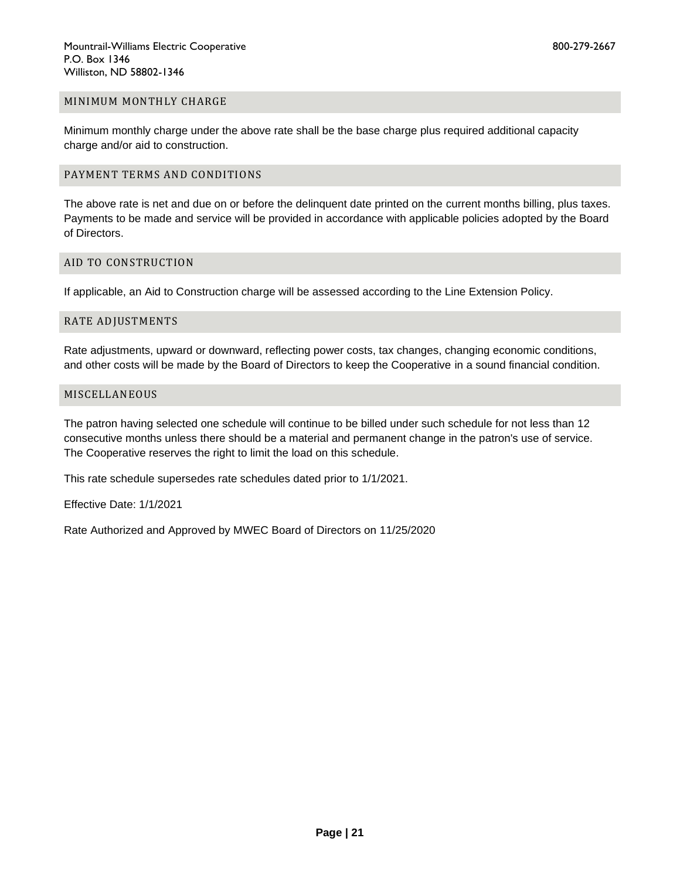## MINIMUM MONTHLY CHARGE

Minimum monthly charge under the above rate shall be the base charge plus required additional capacity charge and/or aid to construction.

## PAYMENT TERMS AND CONDITIONS

The above rate is net and due on or before the delinquent date printed on the current months billing, plus taxes. Payments to be made and service will be provided in accordance with applicable policies adopted by the Board of Directors.

## AID TO CONSTRUCTION

If applicable, an Aid to Construction charge will be assessed according to the Line Extension Policy.

## RATE ADJUSTMENTS

Rate adjustments, upward or downward, reflecting power costs, tax changes, changing economic conditions, and other costs will be made by the Board of Directors to keep the Cooperative in a sound financial condition.

## MISCELLANEOUS

The patron having selected one schedule will continue to be billed under such schedule for not less than 12 consecutive months unless there should be a material and permanent change in the patron's use of service. The Cooperative reserves the right to limit the load on this schedule.

This rate schedule supersedes rate schedules dated prior to 1/1/2021.

Effective Date: 1/1/2021

Rate Authorized and Approved by MWEC Board of Directors on 11/25/2020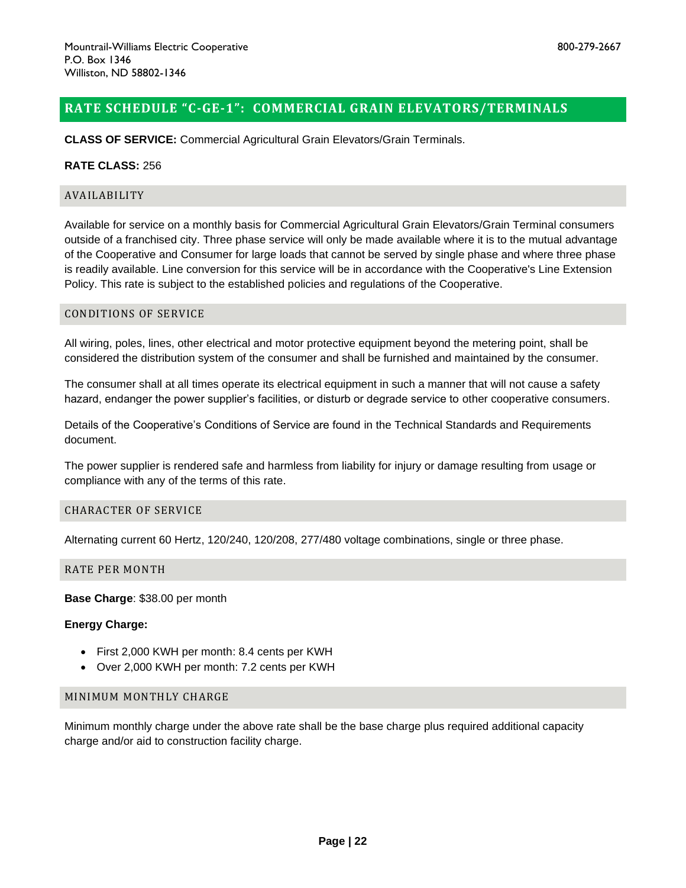Mountrail-Williams Electric Cooperative
P.O. Box 1346
Williston, ND 58802-1346

800-279-2667

## RATE SCHEDULE "C-GE-1": COMMERCIAL GRAIN ELEVATORS/TERMINALS

**CLASS OF SERVICE:** Commercial Agricultural Grain Elevators/Grain Terminals.

**RATE CLASS:** 256

### AVAILABILITY

Available for service on a monthly basis for Commercial Agricultural Grain Elevators/Grain Terminal consumers outside of a franchised city. Three phase service will only be made available where it is to the mutual advantage of the Cooperative and Consumer for large loads that cannot be served by single phase and where three phase is readily available. Line conversion for this service will be in accordance with the Cooperative's Line Extension Policy. This rate is subject to the established policies and regulations of the Cooperative.

### CONDITIONS OF SERVICE

All wiring, poles, lines, other electrical and motor protective equipment beyond the metering point, shall be considered the distribution system of the consumer and shall be furnished and maintained by the consumer.

The consumer shall at all times operate its electrical equipment in such a manner that will not cause a safety hazard, endanger the power supplier's facilities, or disturb or degrade service to other cooperative consumers.

Details of the Cooperative's Conditions of Service are found in the Technical Standards and Requirements document.

The power supplier is rendered safe and harmless from liability for injury or damage resulting from usage or compliance with any of the terms of this rate.

### CHARACTER OF SERVICE

Alternating current 60 Hertz, 120/240, 120/208, 277/480 voltage combinations, single or three phase.

### RATE PER MONTH

**Base Charge**: $38.00 per month

**Energy Charge:**

- First 2,000 KWH per month: 8.4 cents per KWH
- Over 2,000 KWH per month: 7.2 cents per KWH

### MINIMUM MONTHLY CHARGE

Minimum monthly charge under the above rate shall be the base charge plus required additional capacity charge and/or aid to construction facility charge.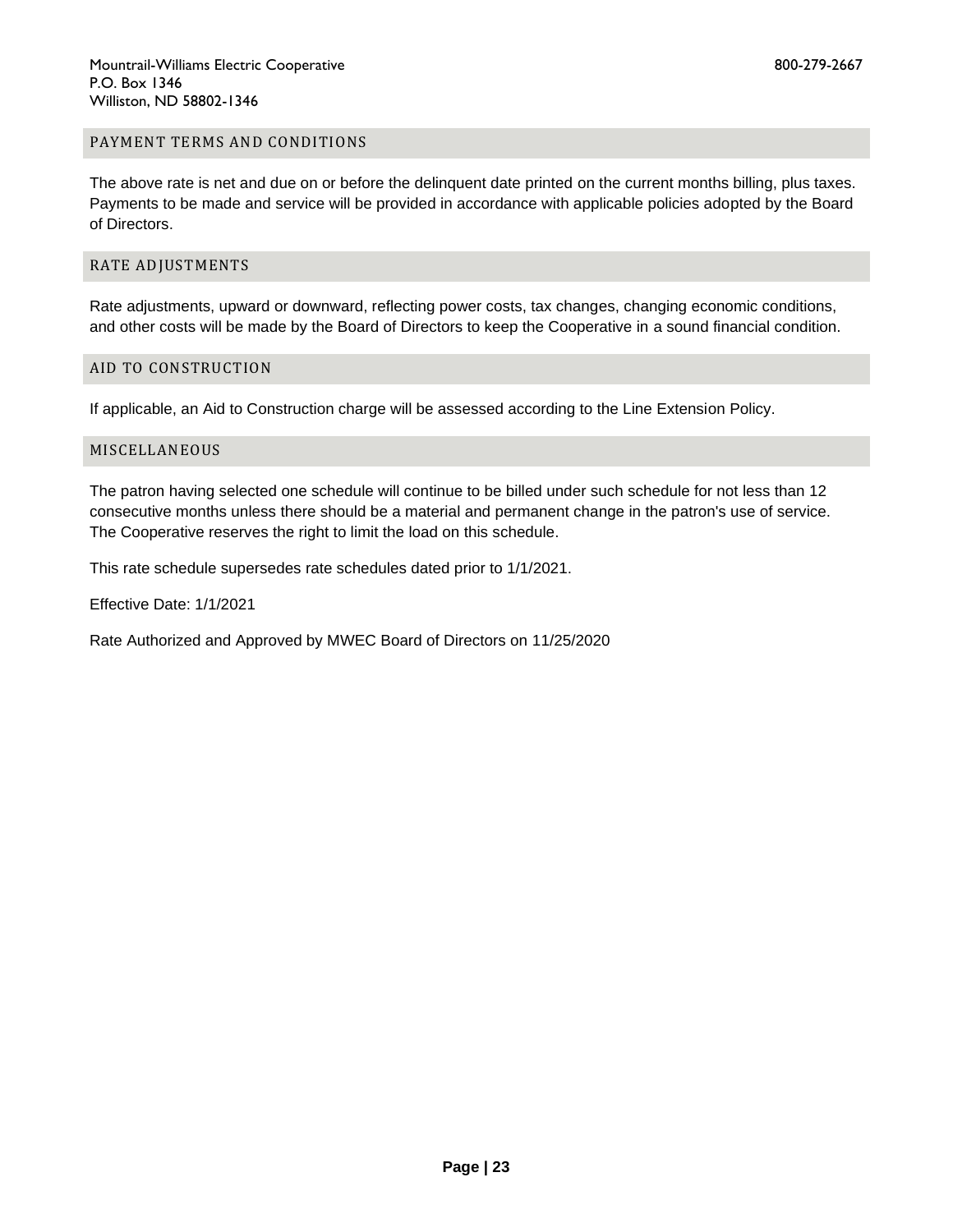Mountrail-Williams Electric Cooperative
P.O. Box 1346
Williston, ND 58802-1346

800-279-2667

## PAYMENT TERMS AND CONDITIONS

The above rate is net and due on or before the delinquent date printed on the current months billing, plus taxes. Payments to be made and service will be provided in accordance with applicable policies adopted by the Board of Directors.

## RATE ADJUSTMENTS

Rate adjustments, upward or downward, reflecting power costs, tax changes, changing economic conditions, and other costs will be made by the Board of Directors to keep the Cooperative in a sound financial condition.

## AID TO CONSTRUCTION

If applicable, an Aid to Construction charge will be assessed according to the Line Extension Policy.

## MISCELLANEOUS

The patron having selected one schedule will continue to be billed under such schedule for not less than 12 consecutive months unless there should be a material and permanent change in the patron's use of service. The Cooperative reserves the right to limit the load on this schedule.

This rate schedule supersedes rate schedules dated prior to 1/1/2021.

Effective Date: 1/1/2021

Rate Authorized and Approved by MWEC Board of Directors on 11/25/2020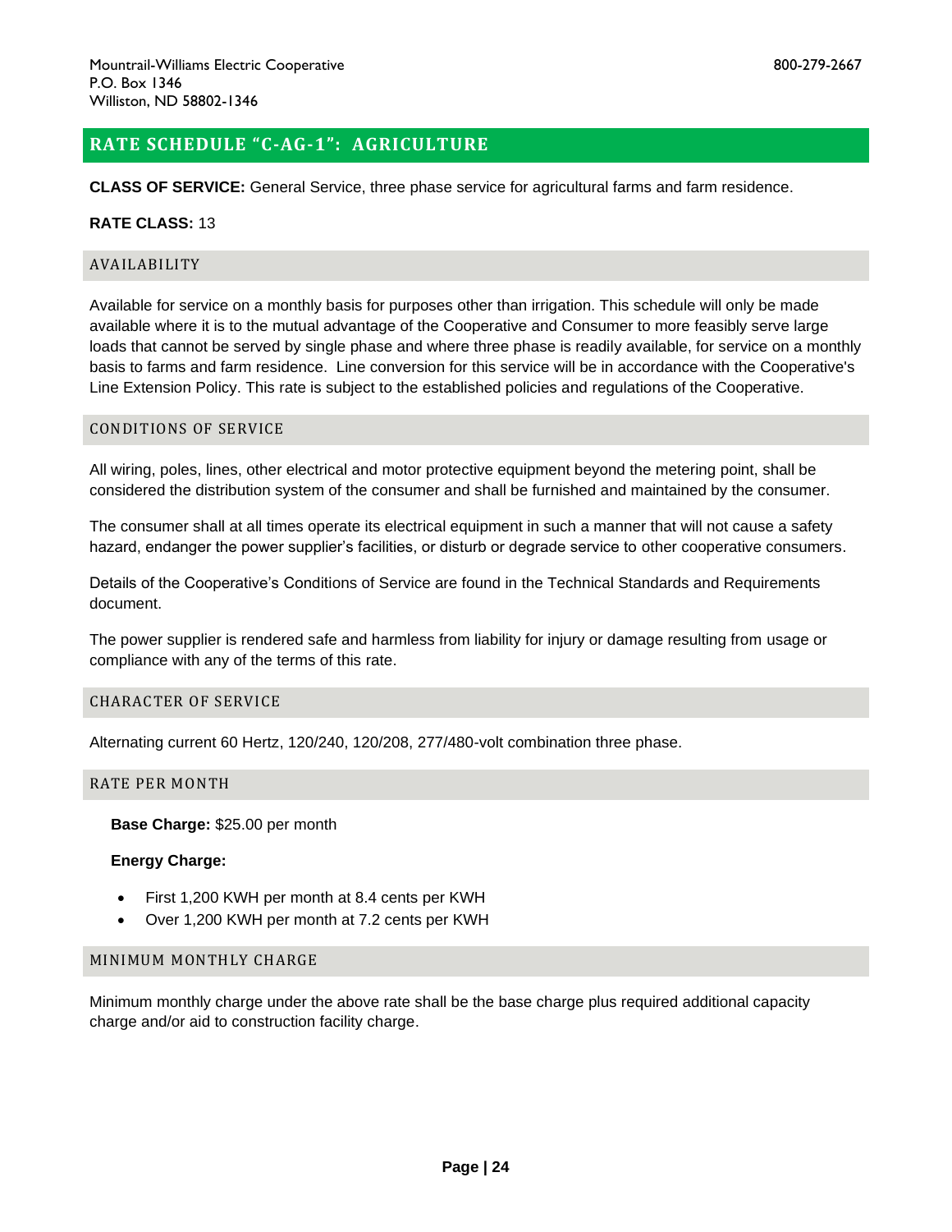Mountrail-Williams Electric Cooperative
P.O. Box 1346
Williston, ND 58802-1346

800-279-2667

## RATE SCHEDULE "C-AG-1": AGRICULTURE

**CLASS OF SERVICE:** General Service, three phase service for agricultural farms and farm residence.

**RATE CLASS:** 13

### AVAILABILITY

Available for service on a monthly basis for purposes other than irrigation. This schedule will only be made available where it is to the mutual advantage of the Cooperative and Consumer to more feasibly serve large loads that cannot be served by single phase and where three phase is readily available, for service on a monthly basis to farms and farm residence. Line conversion for this service will be in accordance with the Cooperative's Line Extension Policy. This rate is subject to the established policies and regulations of the Cooperative.

### CONDITIONS OF SERVICE

All wiring, poles, lines, other electrical and motor protective equipment beyond the metering point, shall be considered the distribution system of the consumer and shall be furnished and maintained by the consumer.

The consumer shall at all times operate its electrical equipment in such a manner that will not cause a safety hazard, endanger the power supplier's facilities, or disturb or degrade service to other cooperative consumers.

Details of the Cooperative's Conditions of Service are found in the Technical Standards and Requirements document.

The power supplier is rendered safe and harmless from liability for injury or damage resulting from usage or compliance with any of the terms of this rate.

### CHARACTER OF SERVICE

Alternating current 60 Hertz, 120/240, 120/208, 277/480-volt combination three phase.

### RATE PER MONTH

**Base Charge:** $25.00 per month

**Energy Charge:**

- First 1,200 KWH per month at 8.4 cents per KWH
- Over 1,200 KWH per month at 7.2 cents per KWH

### MINIMUM MONTHLY CHARGE

Minimum monthly charge under the above rate shall be the base charge plus required additional capacity charge and/or aid to construction facility charge.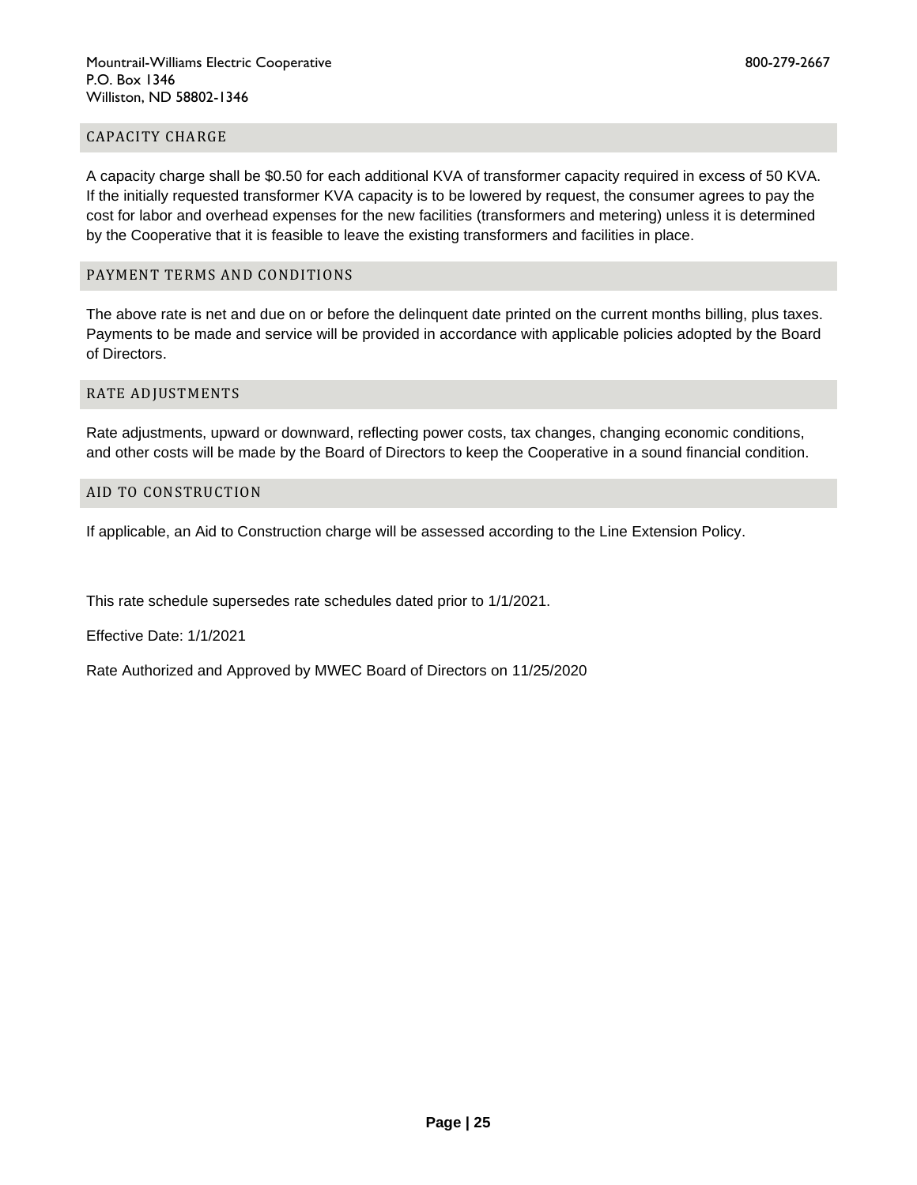## CAPACITY CHARGE

A capacity charge shall be $0.50 for each additional KVA of transformer capacity required in excess of 50 KVA. If the initially requested transformer KVA capacity is to be lowered by request, the consumer agrees to pay the cost for labor and overhead expenses for the new facilities (transformers and metering) unless it is determined by the Cooperative that it is feasible to leave the existing transformers and facilities in place.

## PAYMENT TERMS AND CONDITIONS

The above rate is net and due on or before the delinquent date printed on the current months billing, plus taxes. Payments to be made and service will be provided in accordance with applicable policies adopted by the Board of Directors.

## RATE ADJUSTMENTS

Rate adjustments, upward or downward, reflecting power costs, tax changes, changing economic conditions, and other costs will be made by the Board of Directors to keep the Cooperative in a sound financial condition.

## AID TO CONSTRUCTION

If applicable, an Aid to Construction charge will be assessed according to the Line Extension Policy.

This rate schedule supersedes rate schedules dated prior to 1/1/2021.

Effective Date: 1/1/2021

Rate Authorized and Approved by MWEC Board of Directors on 11/25/2020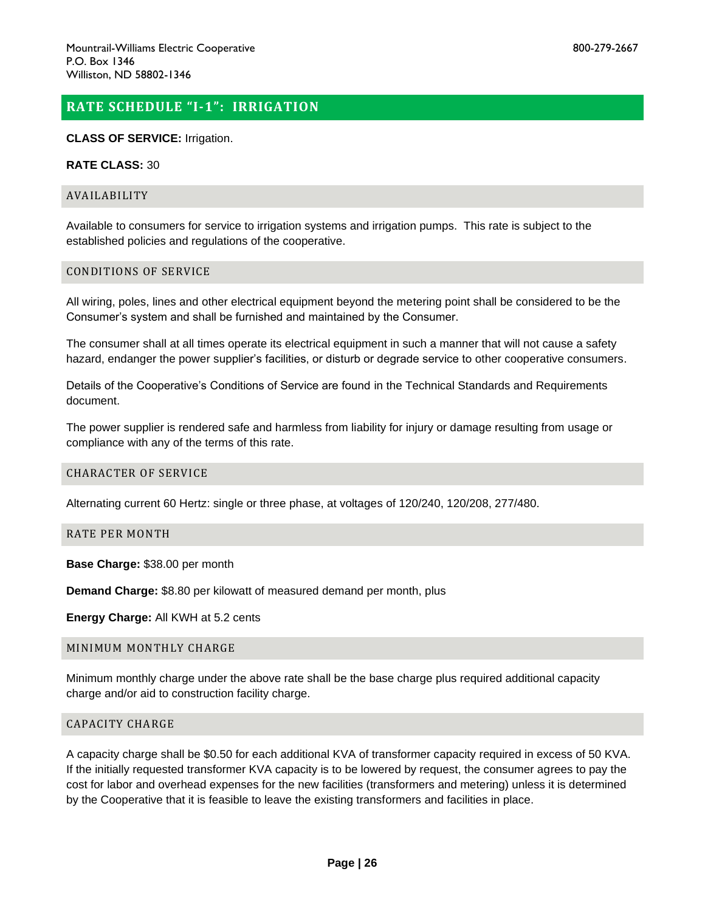Mountrail-Williams Electric Cooperative
P.O. Box 1346
Williston, ND 58802-1346

800-279-2667

## RATE SCHEDULE "I-1": IRRIGATION

**CLASS OF SERVICE:** Irrigation.

**RATE CLASS:** 30

### AVAILABILITY

Available to consumers for service to irrigation systems and irrigation pumps. This rate is subject to the established policies and regulations of the cooperative.

### CONDITIONS OF SERVICE

All wiring, poles, lines and other electrical equipment beyond the metering point shall be considered to be the Consumer's system and shall be furnished and maintained by the Consumer.

The consumer shall at all times operate its electrical equipment in such a manner that will not cause a safety hazard, endanger the power supplier's facilities, or disturb or degrade service to other cooperative consumers.

Details of the Cooperative's Conditions of Service are found in the Technical Standards and Requirements document.

The power supplier is rendered safe and harmless from liability for injury or damage resulting from usage or compliance with any of the terms of this rate.

### CHARACTER OF SERVICE

Alternating current 60 Hertz: single or three phase, at voltages of 120/240, 120/208, 277/480.

### RATE PER MONTH

**Base Charge:** $38.00 per month

**Demand Charge:** $8.80 per kilowatt of measured demand per month, plus

**Energy Charge:** All KWH at 5.2 cents

### MINIMUM MONTHLY CHARGE

Minimum monthly charge under the above rate shall be the base charge plus required additional capacity charge and/or aid to construction facility charge.

### CAPACITY CHARGE

A capacity charge shall be $0.50 for each additional KVA of transformer capacity required in excess of 50 KVA. If the initially requested transformer KVA capacity is to be lowered by request, the consumer agrees to pay the cost for labor and overhead expenses for the new facilities (transformers and metering) unless it is determined by the Cooperative that it is feasible to leave the existing transformers and facilities in place.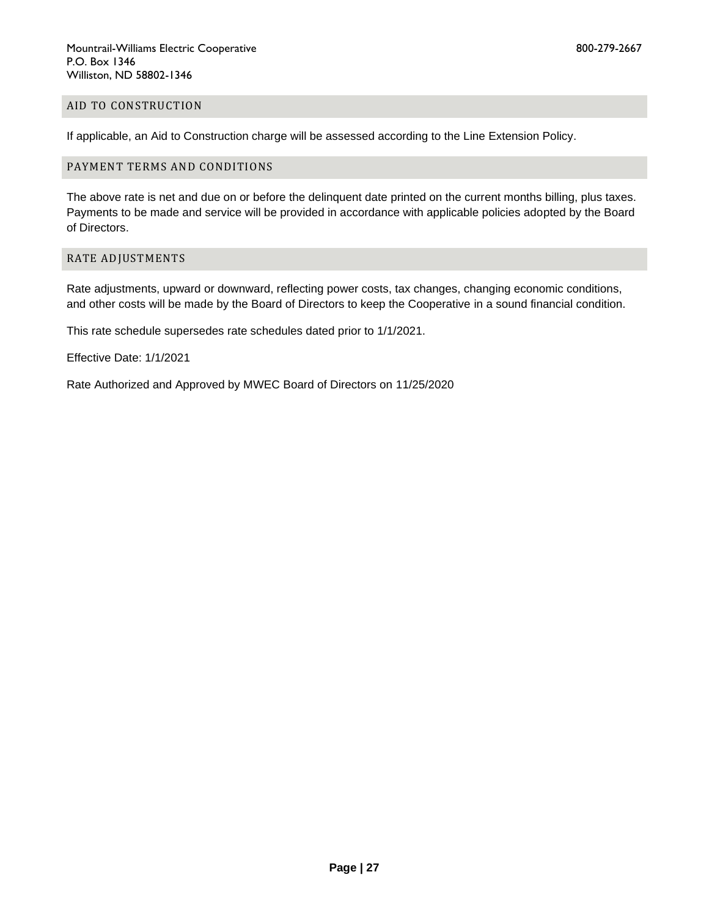## AID TO CONSTRUCTION

If applicable, an Aid to Construction charge will be assessed according to the Line Extension Policy.

## PAYMENT TERMS AND CONDITIONS

The above rate is net and due on or before the delinquent date printed on the current months billing, plus taxes. Payments to be made and service will be provided in accordance with applicable policies adopted by the Board of Directors.

## RATE ADJUSTMENTS

Rate adjustments, upward or downward, reflecting power costs, tax changes, changing economic conditions, and other costs will be made by the Board of Directors to keep the Cooperative in a sound financial condition.

This rate schedule supersedes rate schedules dated prior to 1/1/2021.

Effective Date: 1/1/2021

Rate Authorized and Approved by MWEC Board of Directors on 11/25/2020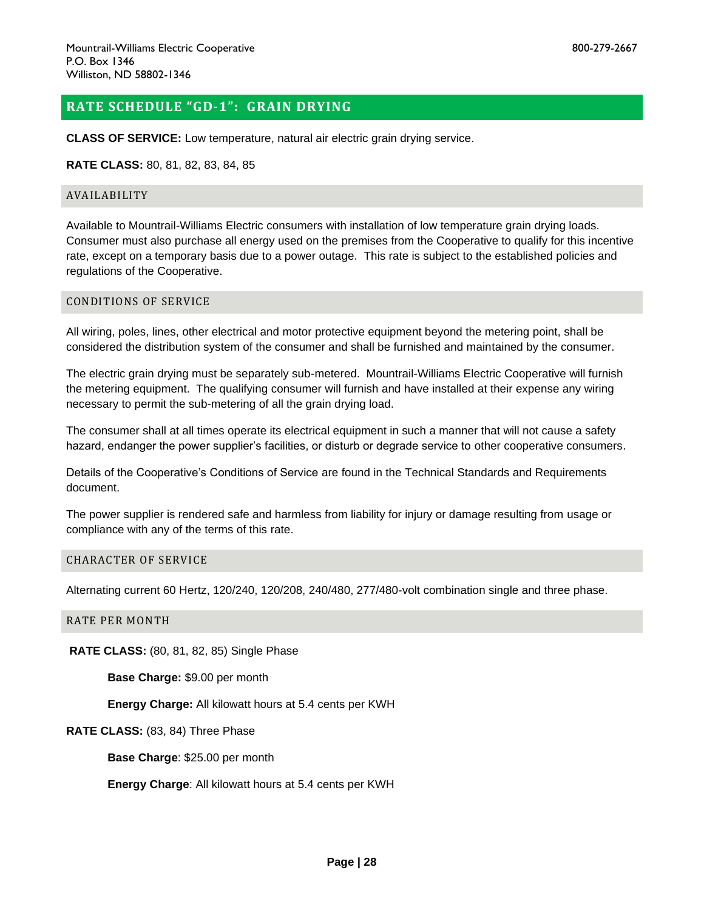Mountrail-Williams Electric Cooperative
P.O. Box 1346
Williston, ND 58802-1346

800-279-2667

## RATE SCHEDULE "GD-1": GRAIN DRYING

**CLASS OF SERVICE:** Low temperature, natural air electric grain drying service.

**RATE CLASS:** 80, 81, 82, 83, 84, 85

### AVAILABILITY

Available to Mountrail-Williams Electric consumers with installation of low temperature grain drying loads. Consumer must also purchase all energy used on the premises from the Cooperative to qualify for this incentive rate, except on a temporary basis due to a power outage. This rate is subject to the established policies and regulations of the Cooperative.

### CONDITIONS OF SERVICE

All wiring, poles, lines, other electrical and motor protective equipment beyond the metering point, shall be considered the distribution system of the consumer and shall be furnished and maintained by the consumer.

The electric grain drying must be separately sub-metered. Mountrail-Williams Electric Cooperative will furnish the metering equipment. The qualifying consumer will furnish and have installed at their expense any wiring necessary to permit the sub-metering of all the grain drying load.

The consumer shall at all times operate its electrical equipment in such a manner that will not cause a safety hazard, endanger the power supplier's facilities, or disturb or degrade service to other cooperative consumers.

Details of the Cooperative's Conditions of Service are found in the Technical Standards and Requirements document.

The power supplier is rendered safe and harmless from liability for injury or damage resulting from usage or compliance with any of the terms of this rate.

### CHARACTER OF SERVICE

Alternating current 60 Hertz, 120/240, 120/208, 240/480, 277/480-volt combination single and three phase.

### RATE PER MONTH

**RATE CLASS:** (80, 81, 82, 85) Single Phase

**Base Charge:** $9.00 per month

**Energy Charge:** All kilowatt hours at 5.4 cents per KWH

**RATE CLASS:** (83, 84) Three Phase

**Base Charge**: $25.00 per month

**Energy Charge**: All kilowatt hours at 5.4 cents per KWH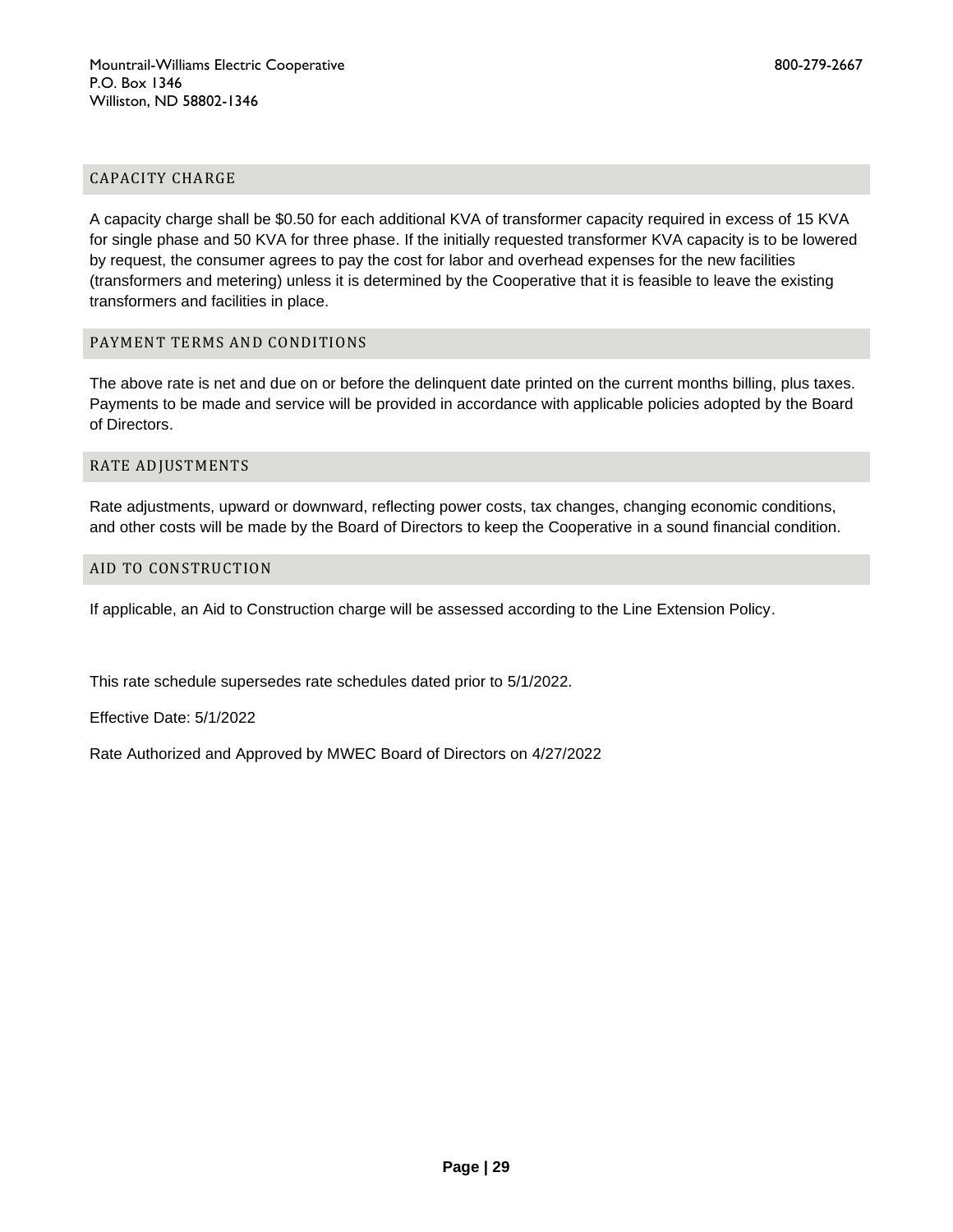## CAPACITY CHARGE

A capacity charge shall be $0.50 for each additional KVA of transformer capacity required in excess of 15 KVA for single phase and 50 KVA for three phase. If the initially requested transformer KVA capacity is to be lowered by request, the consumer agrees to pay the cost for labor and overhead expenses for the new facilities (transformers and metering) unless it is determined by the Cooperative that it is feasible to leave the existing transformers and facilities in place.

## PAYMENT TERMS AND CONDITIONS

The above rate is net and due on or before the delinquent date printed on the current months billing, plus taxes. Payments to be made and service will be provided in accordance with applicable policies adopted by the Board of Directors.

## RATE ADJUSTMENTS

Rate adjustments, upward or downward, reflecting power costs, tax changes, changing economic conditions, and other costs will be made by the Board of Directors to keep the Cooperative in a sound financial condition.

## AID TO CONSTRUCTION

If applicable, an Aid to Construction charge will be assessed according to the Line Extension Policy.

This rate schedule supersedes rate schedules dated prior to 5/1/2022.

Effective Date: 5/1/2022

Rate Authorized and Approved by MWEC Board of Directors on 4/27/2022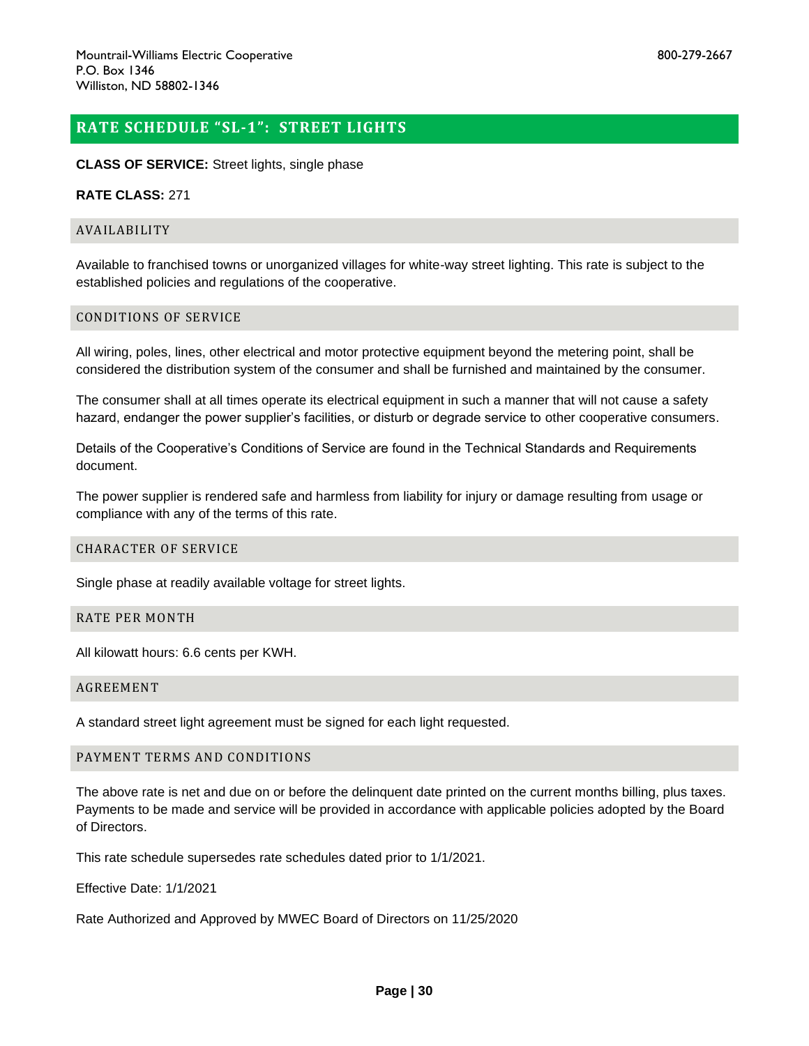Mountrail-Williams Electric Cooperative
P.O. Box 1346
Williston, ND 58802-1346

800-279-2667

## RATE SCHEDULE “SL-1”: STREET LIGHTS

**CLASS OF SERVICE:** Street lights, single phase

**RATE CLASS:** 271

### AVAILABILITY

Available to franchised towns or unorganized villages for white-way street lighting. This rate is subject to the established policies and regulations of the cooperative.

### CONDITIONS OF SERVICE

All wiring, poles, lines, other electrical and motor protective equipment beyond the metering point, shall be considered the distribution system of the consumer and shall be furnished and maintained by the consumer.

The consumer shall at all times operate its electrical equipment in such a manner that will not cause a safety hazard, endanger the power supplier’s facilities, or disturb or degrade service to other cooperative consumers.

Details of the Cooperative’s Conditions of Service are found in the Technical Standards and Requirements document.

The power supplier is rendered safe and harmless from liability for injury or damage resulting from usage or compliance with any of the terms of this rate.

### CHARACTER OF SERVICE

Single phase at readily available voltage for street lights.

### RATE PER MONTH

All kilowatt hours: 6.6 cents per KWH.

### AGREEMENT

A standard street light agreement must be signed for each light requested.

### PAYMENT TERMS AND CONDITIONS

The above rate is net and due on or before the delinquent date printed on the current months billing, plus taxes. Payments to be made and service will be provided in accordance with applicable policies adopted by the Board of Directors.

This rate schedule supersedes rate schedules dated prior to 1/1/2021.

Effective Date: 1/1/2021

Rate Authorized and Approved by MWEC Board of Directors on 11/25/2020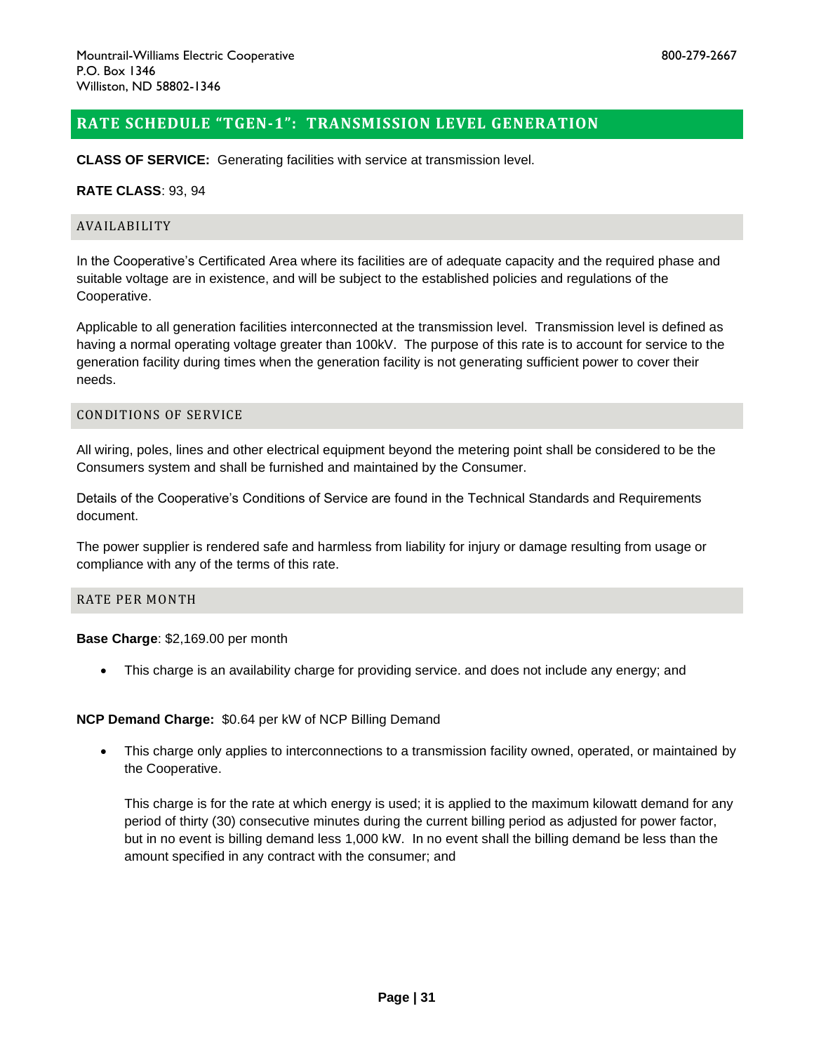Mountrail-Williams Electric Cooperative
P.O. Box 1346
Williston, ND 58802-1346

800-279-2667

## RATE SCHEDULE "TGEN-1": TRANSMISSION LEVEL GENERATION

**CLASS OF SERVICE:** Generating facilities with service at transmission level.

**RATE CLASS**: 93, 94

### AVAILABILITY

In the Cooperative's Certificated Area where its facilities are of adequate capacity and the required phase and suitable voltage are in existence, and will be subject to the established policies and regulations of the Cooperative.

Applicable to all generation facilities interconnected at the transmission level. Transmission level is defined as having a normal operating voltage greater than 100kV. The purpose of this rate is to account for service to the generation facility during times when the generation facility is not generating sufficient power to cover their needs.

### CONDITIONS OF SERVICE

All wiring, poles, lines and other electrical equipment beyond the metering point shall be considered to be the Consumers system and shall be furnished and maintained by the Consumer.

Details of the Cooperative's Conditions of Service are found in the Technical Standards and Requirements document.

The power supplier is rendered safe and harmless from liability for injury or damage resulting from usage or compliance with any of the terms of this rate.

### RATE PER MONTH

**Base Charge**: $2,169.00 per month

- This charge is an availability charge for providing service. and does not include any energy; and

**NCP Demand Charge:** $0.64 per kW of NCP Billing Demand

- This charge only applies to interconnections to a transmission facility owned, operated, or maintained by the Cooperative.

  This charge is for the rate at which energy is used; it is applied to the maximum kilowatt demand for any period of thirty (30) consecutive minutes during the current billing period as adjusted for power factor, but in no event is billing demand less 1,000 kW. In no event shall the billing demand be less than the amount specified in any contract with the consumer; and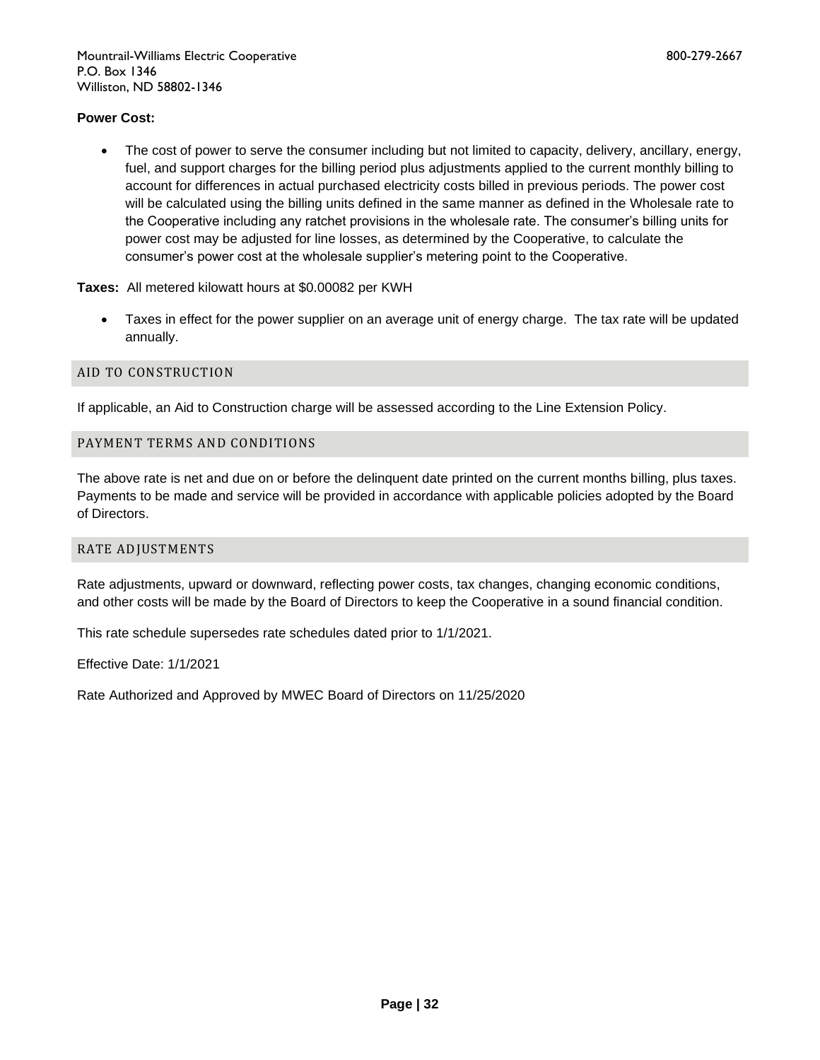**Power Cost:**

- The cost of power to serve the consumer including but not limited to capacity, delivery, ancillary, energy, fuel, and support charges for the billing period plus adjustments applied to the current monthly billing to account for differences in actual purchased electricity costs billed in previous periods. The power cost will be calculated using the billing units defined in the same manner as defined in the Wholesale rate to the Cooperative including any ratchet provisions in the wholesale rate. The consumer's billing units for power cost may be adjusted for line losses, as determined by the Cooperative, to calculate the consumer's power cost at the wholesale supplier's metering point to the Cooperative.

**Taxes:** All metered kilowatt hours at $0.00082 per KWH

- Taxes in effect for the power supplier on an average unit of energy charge. The tax rate will be updated annually.

## AID TO CONSTRUCTION

If applicable, an Aid to Construction charge will be assessed according to the Line Extension Policy.

## PAYMENT TERMS AND CONDITIONS

The above rate is net and due on or before the delinquent date printed on the current months billing, plus taxes. Payments to be made and service will be provided in accordance with applicable policies adopted by the Board of Directors.

## RATE ADJUSTMENTS

Rate adjustments, upward or downward, reflecting power costs, tax changes, changing economic conditions, and other costs will be made by the Board of Directors to keep the Cooperative in a sound financial condition.

This rate schedule supersedes rate schedules dated prior to 1/1/2021.

Effective Date: 1/1/2021

Rate Authorized and Approved by MWEC Board of Directors on 11/25/2020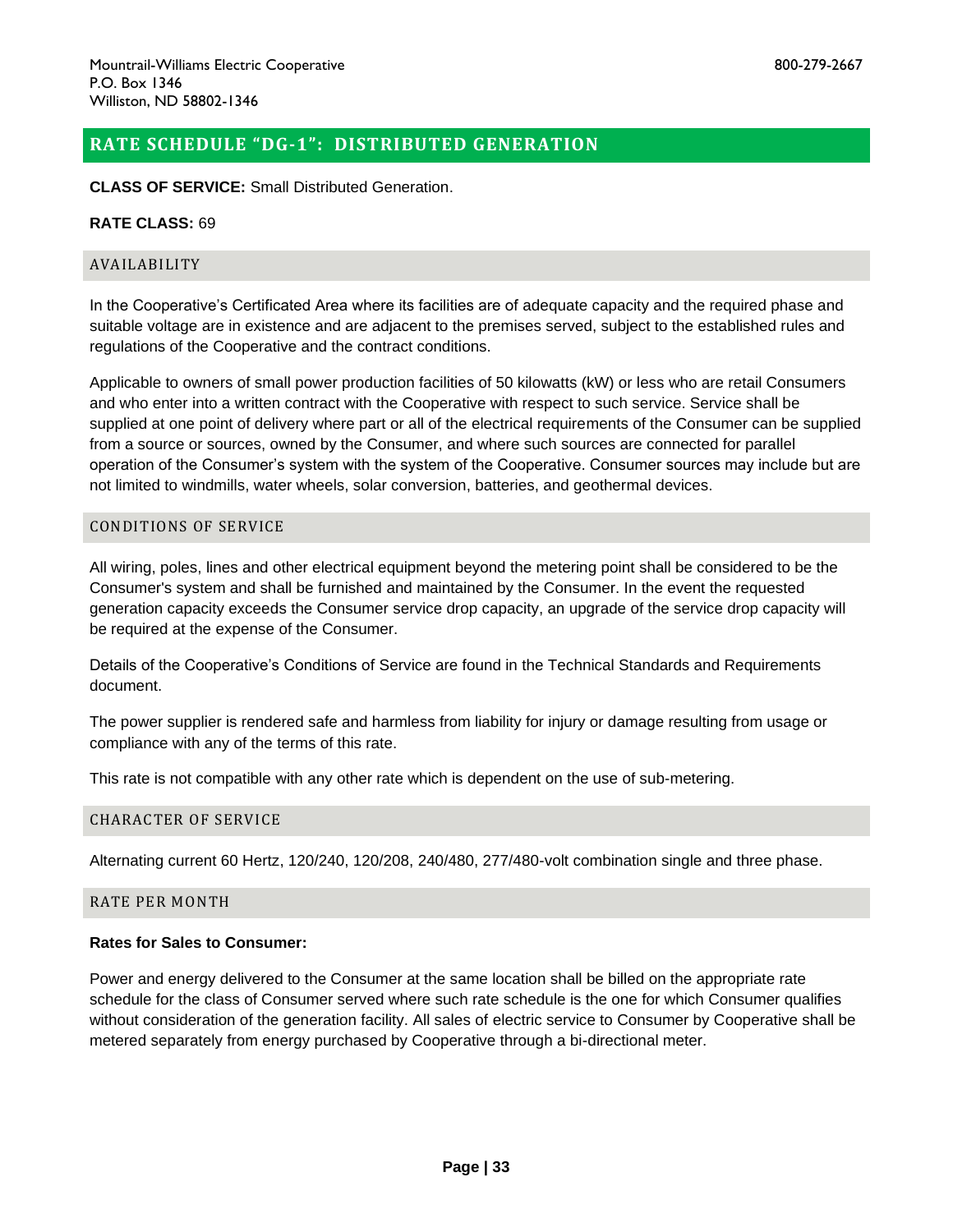Mountrail-Williams Electric Cooperative
P.O. Box 1346
Williston, ND 58802-1346

800-279-2667

# RATE SCHEDULE "DG-1": DISTRIBUTED GENERATION

**CLASS OF SERVICE:** Small Distributed Generation.

**RATE CLASS:** 69

## AVAILABILITY

In the Cooperative's Certificated Area where its facilities are of adequate capacity and the required phase and suitable voltage are in existence and are adjacent to the premises served, subject to the established rules and regulations of the Cooperative and the contract conditions.

Applicable to owners of small power production facilities of 50 kilowatts (kW) or less who are retail Consumers and who enter into a written contract with the Cooperative with respect to such service. Service shall be supplied at one point of delivery where part or all of the electrical requirements of the Consumer can be supplied from a source or sources, owned by the Consumer, and where such sources are connected for parallel operation of the Consumer's system with the system of the Cooperative. Consumer sources may include but are not limited to windmills, water wheels, solar conversion, batteries, and geothermal devices.

## CONDITIONS OF SERVICE

All wiring, poles, lines and other electrical equipment beyond the metering point shall be considered to be the Consumer's system and shall be furnished and maintained by the Consumer. In the event the requested generation capacity exceeds the Consumer service drop capacity, an upgrade of the service drop capacity will be required at the expense of the Consumer.

Details of the Cooperative's Conditions of Service are found in the Technical Standards and Requirements document.

The power supplier is rendered safe and harmless from liability for injury or damage resulting from usage or compliance with any of the terms of this rate.

This rate is not compatible with any other rate which is dependent on the use of sub-metering.

## CHARACTER OF SERVICE

Alternating current 60 Hertz, 120/240, 120/208, 240/480, 277/480-volt combination single and three phase.

## RATE PER MONTH

**Rates for Sales to Consumer:**

Power and energy delivered to the Consumer at the same location shall be billed on the appropriate rate schedule for the class of Consumer served where such rate schedule is the one for which Consumer qualifies without consideration of the generation facility. All sales of electric service to Consumer by Cooperative shall be metered separately from energy purchased by Cooperative through a bi-directional meter.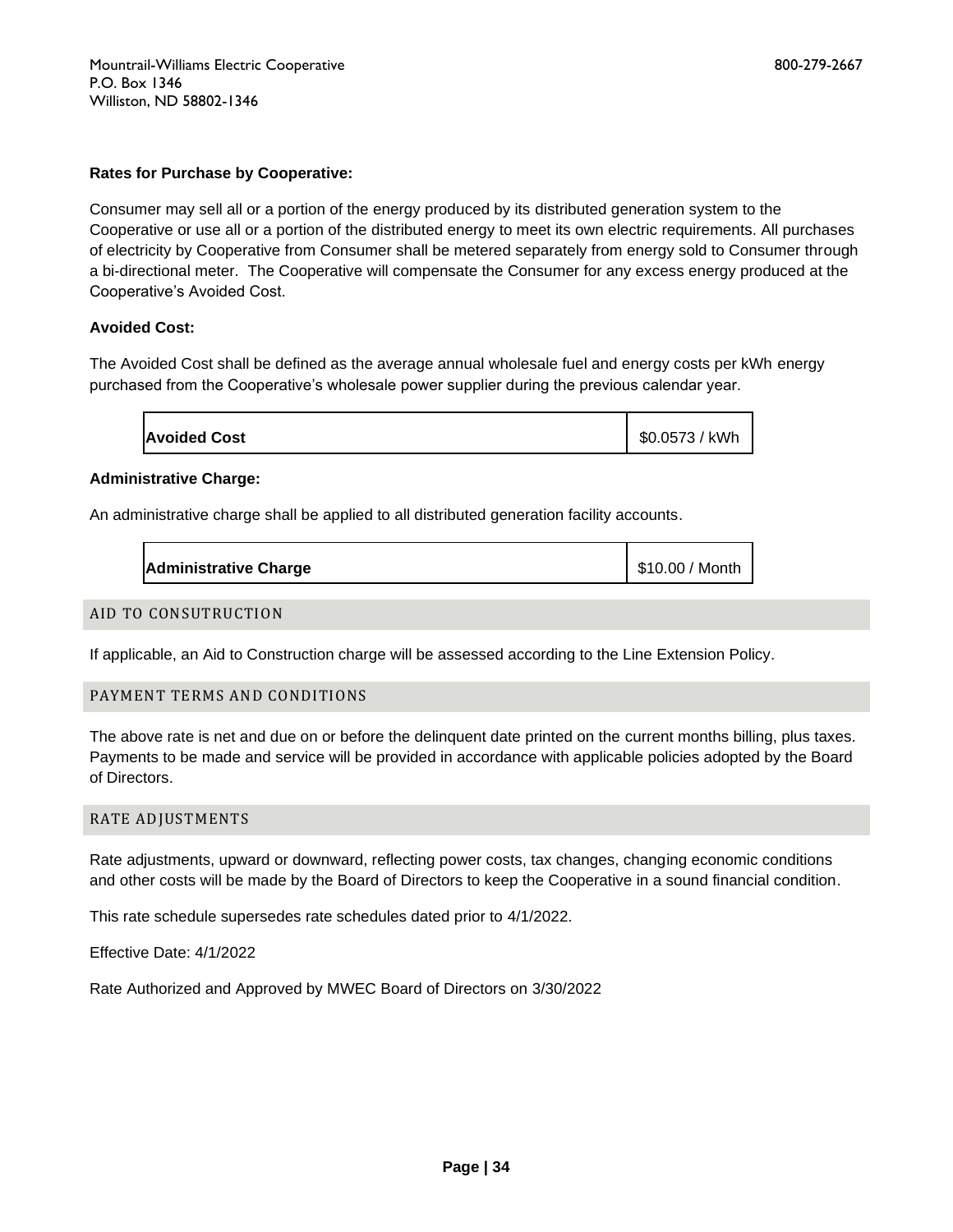**Rates for Purchase by Cooperative:**

Consumer may sell all or a portion of the energy produced by its distributed generation system to the Cooperative or use all or a portion of the distributed energy to meet its own electric requirements. All purchases of electricity by Cooperative from Consumer shall be metered separately from energy sold to Consumer through a bi-directional meter. The Cooperative will compensate the Consumer for any excess energy produced at the Cooperative's Avoided Cost.

**Avoided Cost:**

The Avoided Cost shall be defined as the average annual wholesale fuel and energy costs per kWh energy purchased from the Cooperative's wholesale power supplier during the previous calendar year.

| | |
|---|---|
| **Avoided Cost** | $0.0573 / kWh |

**Administrative Charge:**

An administrative charge shall be applied to all distributed generation facility accounts.

| | |
|---|---|
| **Administrative Charge** | $10.00 / Month |

## AID TO CONSUTRUCTION

If applicable, an Aid to Construction charge will be assessed according to the Line Extension Policy.

## PAYMENT TERMS AND CONDITIONS

The above rate is net and due on or before the delinquent date printed on the current months billing, plus taxes. Payments to be made and service will be provided in accordance with applicable policies adopted by the Board of Directors.

## RATE ADJUSTMENTS

Rate adjustments, upward or downward, reflecting power costs, tax changes, changing economic conditions and other costs will be made by the Board of Directors to keep the Cooperative in a sound financial condition.

This rate schedule supersedes rate schedules dated prior to 4/1/2022.

Effective Date: 4/1/2022

Rate Authorized and Approved by MWEC Board of Directors on 3/30/2022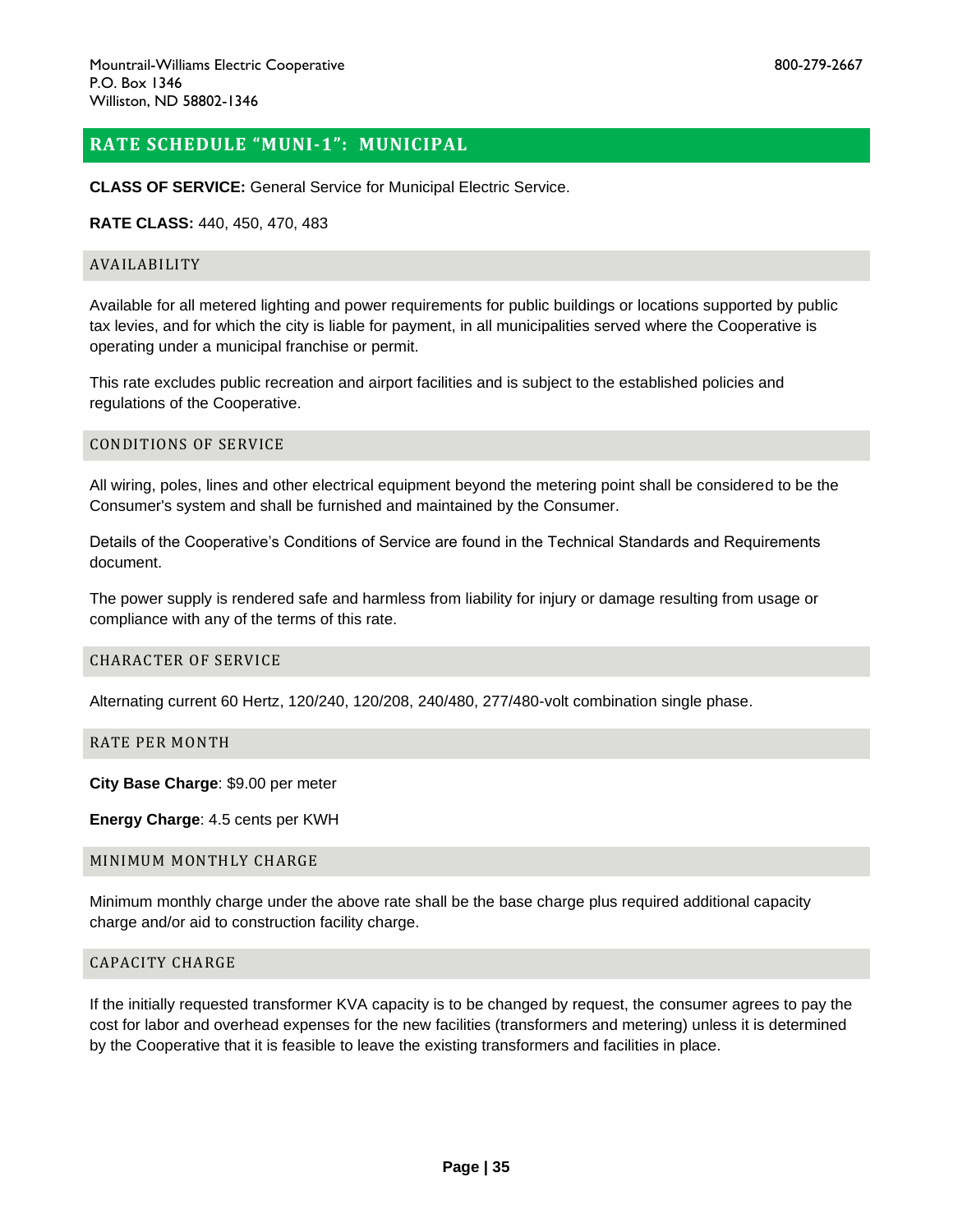Mountrail-Williams Electric Cooperative
P.O. Box 1346
Williston, ND 58802-1346

800-279-2667

## RATE SCHEDULE "MUNI-1": MUNICIPAL

**CLASS OF SERVICE:** General Service for Municipal Electric Service.

**RATE CLASS:** 440, 450, 470, 483

### AVAILABILITY

Available for all metered lighting and power requirements for public buildings or locations supported by public tax levies, and for which the city is liable for payment, in all municipalities served where the Cooperative is operating under a municipal franchise or permit.

This rate excludes public recreation and airport facilities and is subject to the established policies and regulations of the Cooperative.

### CONDITIONS OF SERVICE

All wiring, poles, lines and other electrical equipment beyond the metering point shall be considered to be the Consumer's system and shall be furnished and maintained by the Consumer.

Details of the Cooperative's Conditions of Service are found in the Technical Standards and Requirements document.

The power supply is rendered safe and harmless from liability for injury or damage resulting from usage or compliance with any of the terms of this rate.

### CHARACTER OF SERVICE

Alternating current 60 Hertz, 120/240, 120/208, 240/480, 277/480-volt combination single phase.

### RATE PER MONTH

**City Base Charge**: $9.00 per meter

**Energy Charge**: 4.5 cents per KWH

### MINIMUM MONTHLY CHARGE

Minimum monthly charge under the above rate shall be the base charge plus required additional capacity charge and/or aid to construction facility charge.

### CAPACITY CHARGE

If the initially requested transformer KVA capacity is to be changed by request, the consumer agrees to pay the cost for labor and overhead expenses for the new facilities (transformers and metering) unless it is determined by the Cooperative that it is feasible to leave the existing transformers and facilities in place.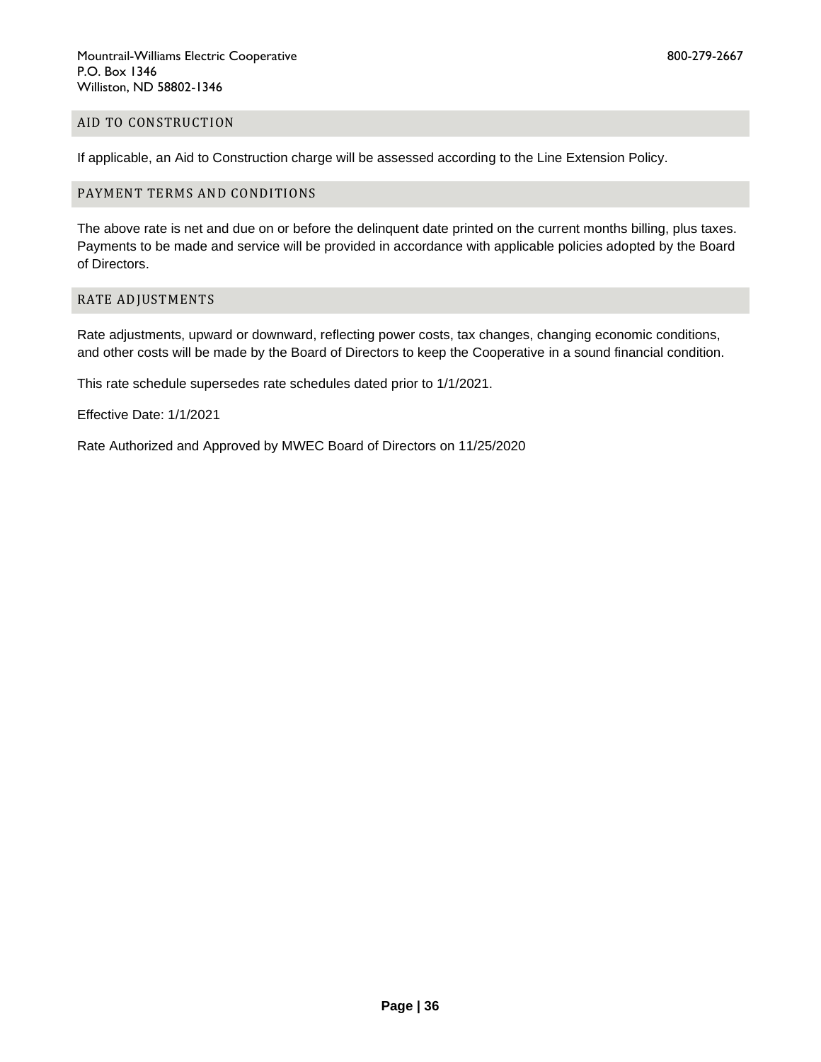## AID TO CONSTRUCTION

If applicable, an Aid to Construction charge will be assessed according to the Line Extension Policy.

## PAYMENT TERMS AND CONDITIONS

The above rate is net and due on or before the delinquent date printed on the current months billing, plus taxes. Payments to be made and service will be provided in accordance with applicable policies adopted by the Board of Directors.

## RATE ADJUSTMENTS

Rate adjustments, upward or downward, reflecting power costs, tax changes, changing economic conditions, and other costs will be made by the Board of Directors to keep the Cooperative in a sound financial condition.

This rate schedule supersedes rate schedules dated prior to 1/1/2021.

Effective Date: 1/1/2021

Rate Authorized and Approved by MWEC Board of Directors on 11/25/2020